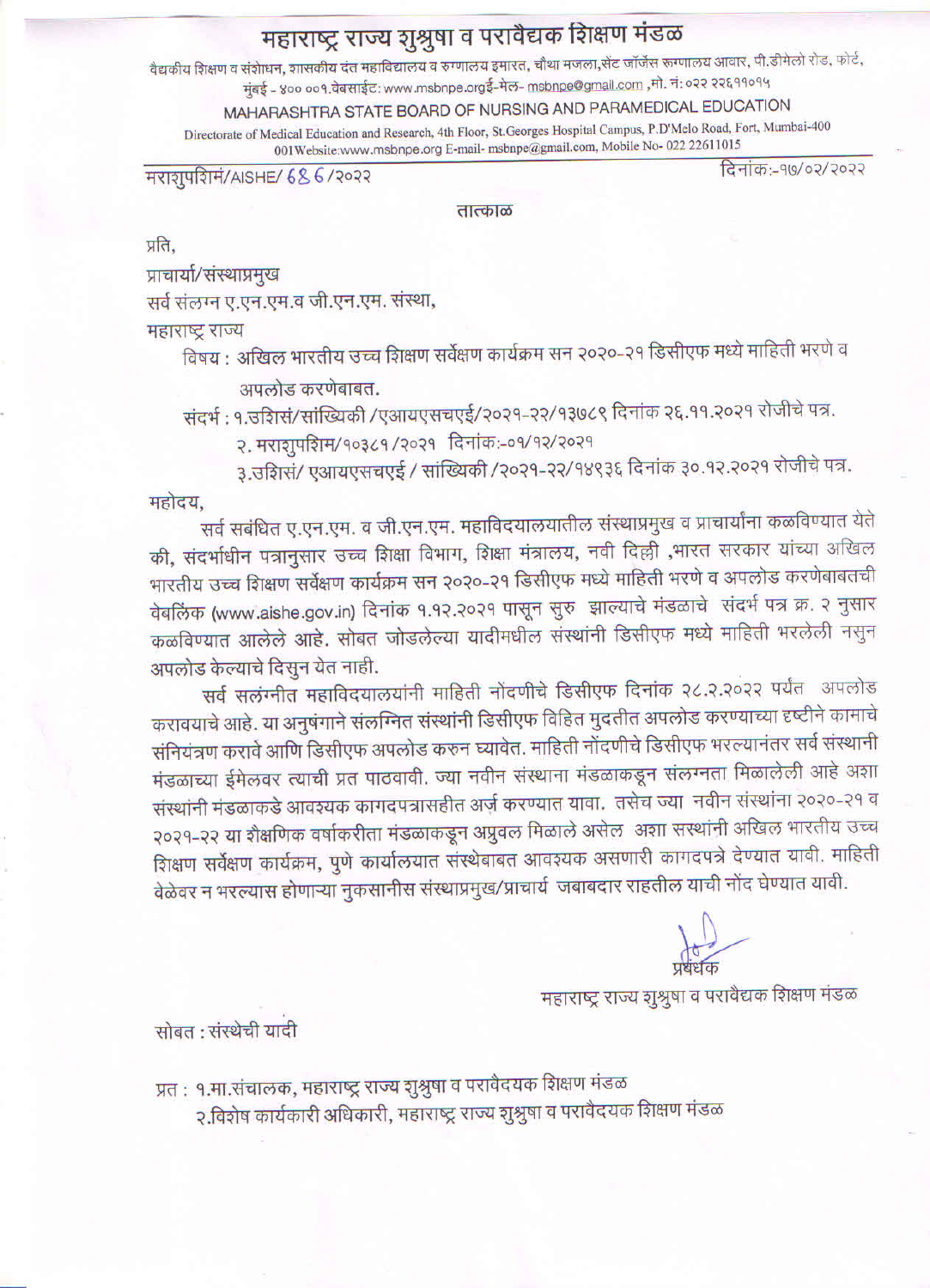# महाराष्ट्र राज्य शुश्रुषा व परावैद्यक शिक्षण मंडळ

वैद्यकीय शिक्षण व संशोधन, शासकीय दंत महाविद्यालय व रुग्णालय इमारत, चौथा मजला,सेंट जॉर्जेस रूग्णालय आवार, पी.डीमेलो रोड, फोर्ट, मुंबई - ४०० ००१.वेबसाईट: www.msbnpe.orgई-मेल- msbnpe@gmail.com ,मो. नं: ०२२ २२६११०१५

MAHARASHTRA STATE BOARD OF NURSING AND PARAMEDICAL EDUCATION

Directorate of Medical Education and Research, 4th Floor, St.Georges Hospital Campus, P.D'Melo Road, Fort, Mumbai-400 001Website:www.msbnpe.org E-mail- msbnpe@gmail.com, Mobile No- 022 22611015

मराशुपशिमं/AISHE/ 686 /२०२२ दिनांक:-१७/०२/२०२२

**तात्काळ**

प्रति,

प्राचार्या/संस्थाप्रमुख

सर्व संलग्न ए.एन.एम.व जी.एन.एम. संस्था,

महाराष्ट्र राज्य

विषय : अखिल भारतीय उच्च शिक्षण सर्वेक्षण कार्यक्रम सन २०२०-२१ डिसीएफ मध्ये माहिती भरणे व अपलोड करणेबाबत.

संदर्भ : १.उशिसं/सांख्यिकी /एआयएसचएई/२०२१-२२/१३७८९ दिनांक २६.११.२०२१ रोजीचे पत्र.

२. मराशुपशिम/१०३८१/२०२१ दिनांक:-०१/१२/२०२१

३.उशिसं/ एआयएसचएई / सांख्यिकी /२०२१-२२/१४९३६ दिनांक ३०.१२.२०२१ रोजीचे पत्र.

महोदय,

सर्व सबंधित ए.एन.एम. व जी.एन.एम. महाविदयालयातील संस्थाप्रमुख व प्राचार्याना कळविण्यात येते की, संदर्भाधीन पत्रानुसार उच्च शिक्षा विभाग, शिक्षा मंत्रालय, नवी दिल्ली ,भारत सरकार यांच्या अखिल भारतीय उच्च शिक्षण सर्वेक्षण कार्यक्रम सन २०२०-२१ डिसीएफ मध्ये माहिती भरणे व अपलोड करणेबाबतची वेबलिंक (www.aishe.gov.in) दिनांक १.१२.२०२१ पासून सुरु झाल्याचे मंडळाचे संदर्भ पत्र क्र. २ नुसार कळविण्यात आलेले आहे. सोबत जोडलेल्या यादीमधील संस्थांनी डिसीएफ मध्ये माहिती भरलेली नसुन अपलोड केल्याचे दिसुन येत नाही.

सर्व सलंग्नीत महाविदयालयांनी माहिती नोंदणीचे डिसीएफ दिनांक २८.२.२०२२ पर्यंत अपलोड करावयाचे आहे. या अनुषंगाने संलग्नित संस्थांनी डिसीएफ विहित मुदतीत अपलोड करण्याच्या दृष्टीने कामाचे संनियंत्रण करावे आणि डिसीएफ अपलोड करुन घ्यावेत. माहिती नोंदणीचे डिसीएफ भरल्यानंतर सर्व संस्थानी मंडळाच्या ईमेलवर त्याची प्रत पाठवावी. ज्या नवीन संस्थाना मंडळाकडून संलग्नता मिळालेली आहे अशा संस्थांनी मंडळाकडे आवश्यक कागदपत्रासहीत अर्ज करण्यात यावा. तसेच ज्या नवीन संस्थांना २०२०-२१ व २०२१-२२ या शैक्षणिक वर्षाकरीता मंडळाकडून अप्रुवल मिळाले असेल अशा सस्थांनी अखिल भारतीय उच्च शिक्षण सर्वेक्षण कार्यक्रम, पुणे कार्यालयात संस्थेबाबत आवश्यक असणारी कागदपत्रे देण्यात यावी. माहिती वेळेवर न भरल्यास होणाऱ्या नुकसानीस संस्थाप्रमुख/प्राचार्य जबाबदार राहतील याची नोंद घेण्यात यावी.

प्रबंधक

महाराष्ट्र राज्य शुश्रुषा व परावैद्यक शिक्षण मंडळ

सोबत : संस्थेची यादी

प्रत : १.मा.संचालक, महाराष्ट्र राज्य शुश्रुषा व परावैदयक शिक्षण मंडळ

२.विशेष कार्यकारी अधिकारी, महाराष्ट्र राज्य शुश्रुषा व परावैदयक शिक्षण मंडळ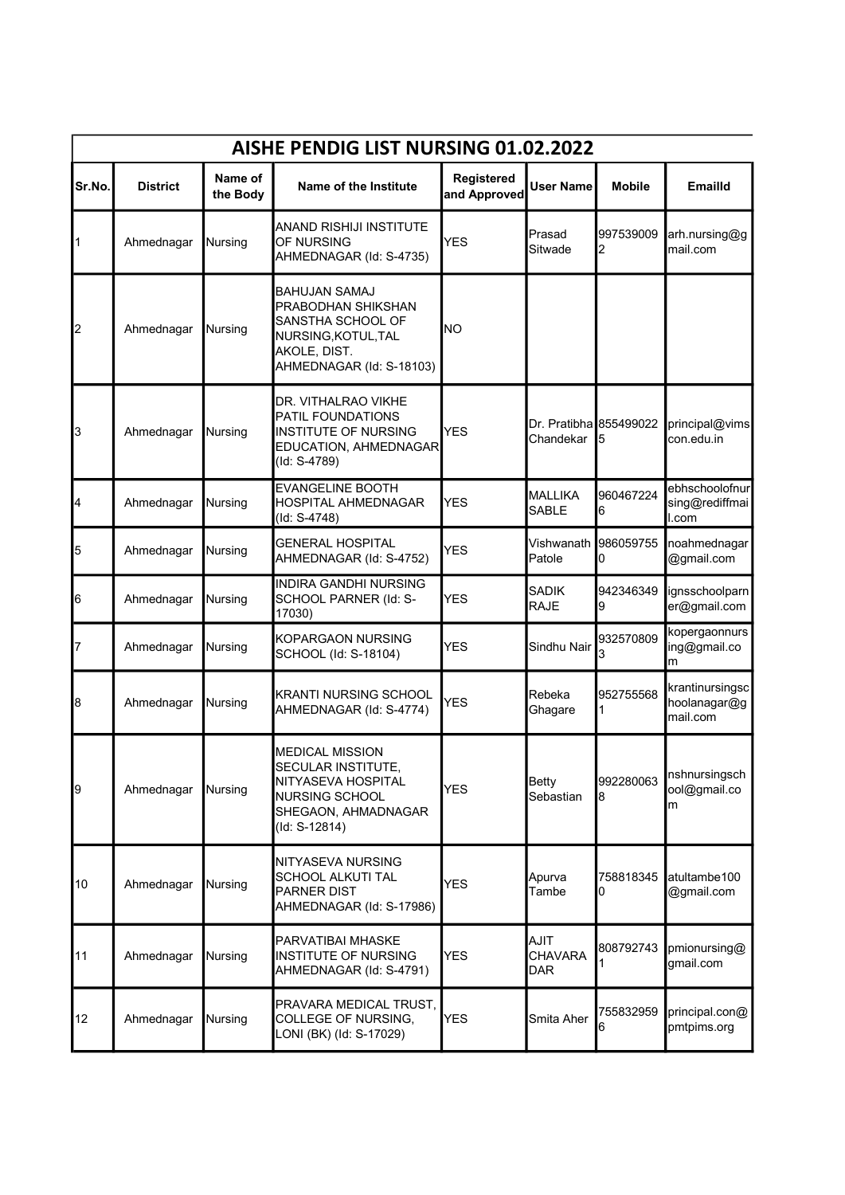# AISHE PENDIG LIST NURSING 01.02.2022

| Sr.No. | District | Name of the Body | Name of the Institute | Registered and Approved | User Name | Mobile | EmailId |
|---|---|---|---|---|---|---|---|
| 1 | Ahmednagar | Nursing | ANAND RISHIJI INSTITUTE OF NURSING AHMEDNAGAR (Id: S-4735) | YES | Prasad Sitwade | 9975390092 | arh.nursing@gmail.com |
| 2 | Ahmednagar | Nursing | BAHUJAN SAMAJ PRABODHAN SHIKSHAN SANSTHA SCHOOL OF NURSING,KOTUL,TAL AKOLE, DIST. AHMEDNAGAR (Id: S-18103) | NO | | | |
| 3 | Ahmednagar | Nursing | DR. VITHALRAO VIKHE PATIL FOUNDATIONS INSTITUTE OF NURSING EDUCATION, AHMEDNAGAR (Id: S-4789) | YES | Dr. Pratibha Chandekar | 8554990225 | principal@vimscon.edu.in |
| 4 | Ahmednagar | Nursing | EVANGELINE BOOTH HOSPITAL AHMEDNAGAR (Id: S-4748) | YES | MALLIKA SABLE | 9604672246 | ebhschoolofnursing@rediffmail.com |
| 5 | Ahmednagar | Nursing | GENERAL HOSPITAL AHMEDNAGAR (Id: S-4752) | YES | Vishwanath Patole | 9860597550 | noahmednagar@gmail.com |
| 6 | Ahmednagar | Nursing | INDIRA GANDHI NURSING SCHOOL PARNER (Id: S-17030) | YES | SADIK RAJE | 9423463499 | ignsschoolparner@gmail.com |
| 7 | Ahmednagar | Nursing | KOPARGAON NURSING SCHOOL (Id: S-18104) | YES | Sindhu Nair | 9325708093 | kopergaonnursing@gmail.com |
| 8 | Ahmednagar | Nursing | KRANTI NURSING SCHOOL AHMEDNAGAR (Id: S-4774) | YES | Rebeka Ghagare | 9527555681 | krantinursingschoolanagar@gmail.com |
| 9 | Ahmednagar | Nursing | MEDICAL MISSION SECULAR INSTITUTE, NITYASEVA HOSPITAL NURSING SCHOOL SHEGAON, AHMADNAGAR (Id: S-12814) | YES | Betty Sebastian | 9922800638 | nshnursingschool@gmail.com |
| 10 | Ahmednagar | Nursing | NITYASEVA NURSING SCHOOL ALKUTI TAL PARNER DIST AHMEDNAGAR (Id: S-17986) | YES | Apurva Tambe | 7588183450 | atultambe100@gmail.com |
| 11 | Ahmednagar | Nursing | PARVATIBAI MHASKE INSTITUTE OF NURSING AHMEDNAGAR (Id: S-4791) | YES | AJIT CHAVARADAR | 8087927431 | pmionursing@gmail.com |
| 12 | Ahmednagar | Nursing | PRAVARA MEDICAL TRUST, COLLEGE OF NURSING, LONI (BK) (Id: S-17029) | YES | Smita Aher | 7558329596 | principal.con@pmtpims.org |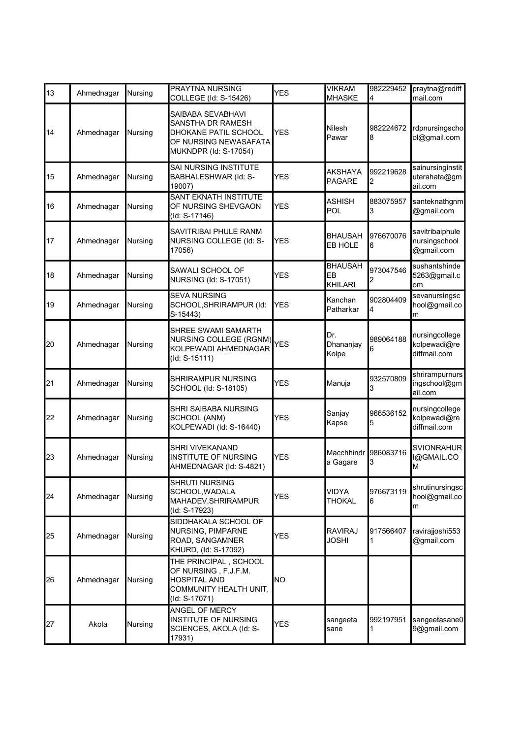| 13 | Ahmednagar | Nursing | PRAYTNA NURSING COLLEGE (Id: S-15426) | YES | VIKRAM MHASKE | 9822294524 | praytna@rediffmail.com |
|---|---|---|---|---|---|---|---|
| 14 | Ahmednagar | Nursing | SAIBABA SEVABHAVI SANSTHA DR RAMESH DHOKANE PATIL SCHOOL OF NURSING NEWASAFATA MUKNDPR (Id: S-17054) | YES | Nilesh Pawar | 9822246728 | rdpnursingschool@gmail.com |
| 15 | Ahmednagar | Nursing | SAI NURSING INSTITUTE BABHALESHWAR (Id: S-19007) | YES | AKSHAYA PAGARE | 9922196282 | sainursinginstituterahata@gmail.com |
| 16 | Ahmednagar | Nursing | SANT EKNATH INSTITUTE OF NURSING SHEVGAON (Id: S-17146) | YES | ASHISH POL | 8830759573 | santeknathgnm@gmail.com |
| 17 | Ahmednagar | Nursing | SAVITRIBAI PHULE RANM NURSING COLLEGE (Id: S-17056) | YES | BHAUSAHEB HOLE | 9766700766 | savitribaiphulenursingschool@gmail.com |
| 18 | Ahmednagar | Nursing | SAWALI SCHOOL OF NURSING (Id: S-17051) | YES | BHAUSAHEB KHILARI | 9730475462 | sushantshinde5263@gmail.com |
| 19 | Ahmednagar | Nursing | SEVA NURSING SCHOOL,SHRIRAMPUR (Id: S-15443) | YES | Kanchan Patharkar | 9028044094 | sevanursingschool@gmail.com |
| 20 | Ahmednagar | Nursing | SHREE SWAMI SAMARTH NURSING COLLEGE (RGNM) KOLPEWADI AHMEDNAGAR (Id: S-15111) | YES | Dr. Dhananjay Kolpe | 9890641886 | nursingcollegekolpewadi@rediffmail.com |
| 21 | Ahmednagar | Nursing | SHRIRAMPUR NURSING SCHOOL (Id: S-18105) | YES | Manuja | 9325708093 | shrirampurnursingschool@gmail.com |
| 22 | Ahmednagar | Nursing | SHRI SAIBABA NURSING SCHOOL (ANM) KOLPEWADI (Id: S-16440) | YES | Sanjay Kapse | 9665361525 | nursingcollegekolpewadi@rediffmail.com |
| 23 | Ahmednagar | Nursing | SHRI VIVEKANAND INSTITUTE OF NURSING AHMEDNAGAR (Id: S-4821) | YES | Macchhindra Gagare | 9860837163 | SVIONRAHURI@GMAIL.COM |
| 24 | Ahmednagar | Nursing | SHRUTI NURSING SCHOOL,WADALA MAHADEV,SHRIRAMPUR (Id: S-17923) | YES | VIDYA THOKAL | 9766731196 | shrutinursingschool@gmail.com |
| 25 | Ahmednagar | Nursing | SIDDHAKALA SCHOOL OF NURSING, PIMPARNE ROAD, SANGAMNER KHURD, (Id: S-17092) | YES | RAVIRAJ JOSHI | 9175664071 | ravirajjoshi553@gmail.com |
| 26 | Ahmednagar | Nursing | THE PRINCIPAL , SCHOOL OF NURSING , F.J.F.M. HOSPITAL AND COMMUNITY HEALTH UNIT, (Id: S-17071) | NO | | | |
| 27 | Akola | Nursing | ANGEL OF MERCY INSTITUTE OF NURSING SCIENCES, AKOLA (Id: S-17931) | YES | sangeeta sane | 9921979511 | sangeetasane09@gmail.com |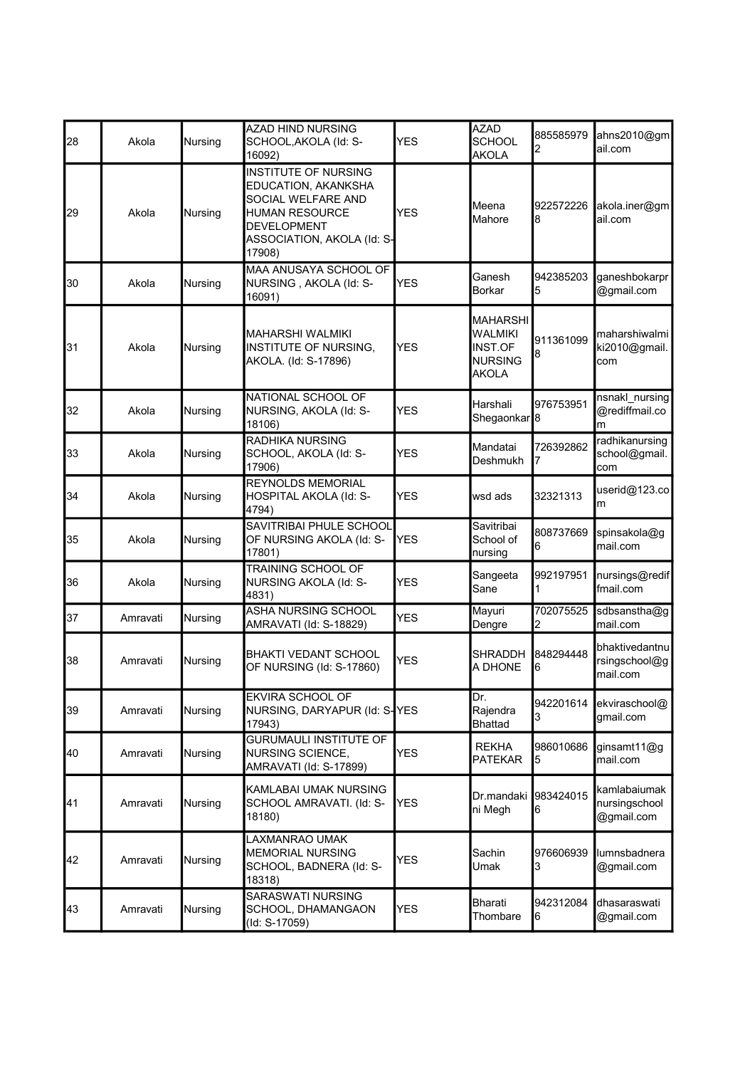| 28 | Akola | Nursing | AZAD HIND NURSING SCHOOL,AKOLA (Id: S-16092) | YES | AZAD SCHOOL AKOLA | 8855859792 | ahns2010@gmail.com |
|---|---|---|---|---|---|---|---|
| 29 | Akola | Nursing | INSTITUTE OF NURSING EDUCATION, AKANKSHA SOCIAL WELFARE AND HUMAN RESOURCE DEVELOPMENT ASSOCIATION, AKOLA (Id: S-17908) | YES | Meena Mahore | 9225722268 | akola.iner@gmail.com |
| 30 | Akola | Nursing | MAA ANUSAYA SCHOOL OF NURSING , AKOLA (Id: S-16091) | YES | Ganesh Borkar | 9423852035 | ganeshbokarpr@gmail.com |
| 31 | Akola | Nursing | MAHARSHI WALMIKI INSTITUTE OF NURSING, AKOLA. (Id: S-17896) | YES | MAHARSHI WALMIKI INST.OF NURSING AKOLA | 9113610998 | maharshiwalmiki2010@gmail.com |
| 32 | Akola | Nursing | NATIONAL SCHOOL OF NURSING, AKOLA (Id: S-18106) | YES | Harshali Shegaonkar | 9767539518 | nsnakl_nursing@rediffmail.com |
| 33 | Akola | Nursing | RADHIKA NURSING SCHOOL, AKOLA (Id: S-17906) | YES | Mandatai Deshmukh | 7263928627 | radhikanursingschool@gmail.com |
| 34 | Akola | Nursing | REYNOLDS MEMORIAL HOSPITAL AKOLA (Id: S-4794) | YES | wsd ads | 32321313 | userid@123.com |
| 35 | Akola | Nursing | SAVITRIBAI PHULE SCHOOL OF NURSING AKOLA (Id: S-17801) | YES | Savitribai School of nursing | 8087376696 | spinsakola@gmail.com |
| 36 | Akola | Nursing | TRAINING SCHOOL OF NURSING AKOLA (Id: S-4831) | YES | Sangeeta Sane | 9921979511 | nursings@rediffmail.com |
| 37 | Amravati | Nursing | ASHA NURSING SCHOOL AMRAVATI (Id: S-18829) | YES | Mayuri Dengre | 7020755252 | sdbsanstha@gmail.com |
| 38 | Amravati | Nursing | BHAKTI VEDANT SCHOOL OF NURSING (Id: S-17860) | YES | SHRADDHA DHONE | 8482944486 | bhaktivedantnursingschool@gmail.com |
| 39 | Amravati | Nursing | EKVIRA SCHOOL OF NURSING, DARYAPUR (Id: S-17943) | YES | Dr. Rajendra Bhattad | 9422016143 | ekviraschool@gmail.com |
| 40 | Amravati | Nursing | GURUMAULI INSTITUTE OF NURSING SCIENCE, AMRAVATI (Id: S-17899) | YES | REKHA PATEKAR | 9860106865 | ginsamt11@gmail.com |
| 41 | Amravati | Nursing | KAMLABAI UMAK NURSING SCHOOL AMRAVATI. (Id: S-18180) | YES | Dr.mandakini Megh | 9834240156 | kamlabaiumaknursingschool@gmail.com |
| 42 | Amravati | Nursing | LAXMANRAO UMAK MEMORIAL NURSING SCHOOL, BADNERA (Id: S-18318) | YES | Sachin Umak | 9766069393 | lumnsbadnera@gmail.com |
| 43 | Amravati | Nursing | SARASWATI NURSING SCHOOL, DHAMANGAON (Id: S-17059) | YES | Bharati Thombare | 9423120846 | dhasaraswati@gmail.com |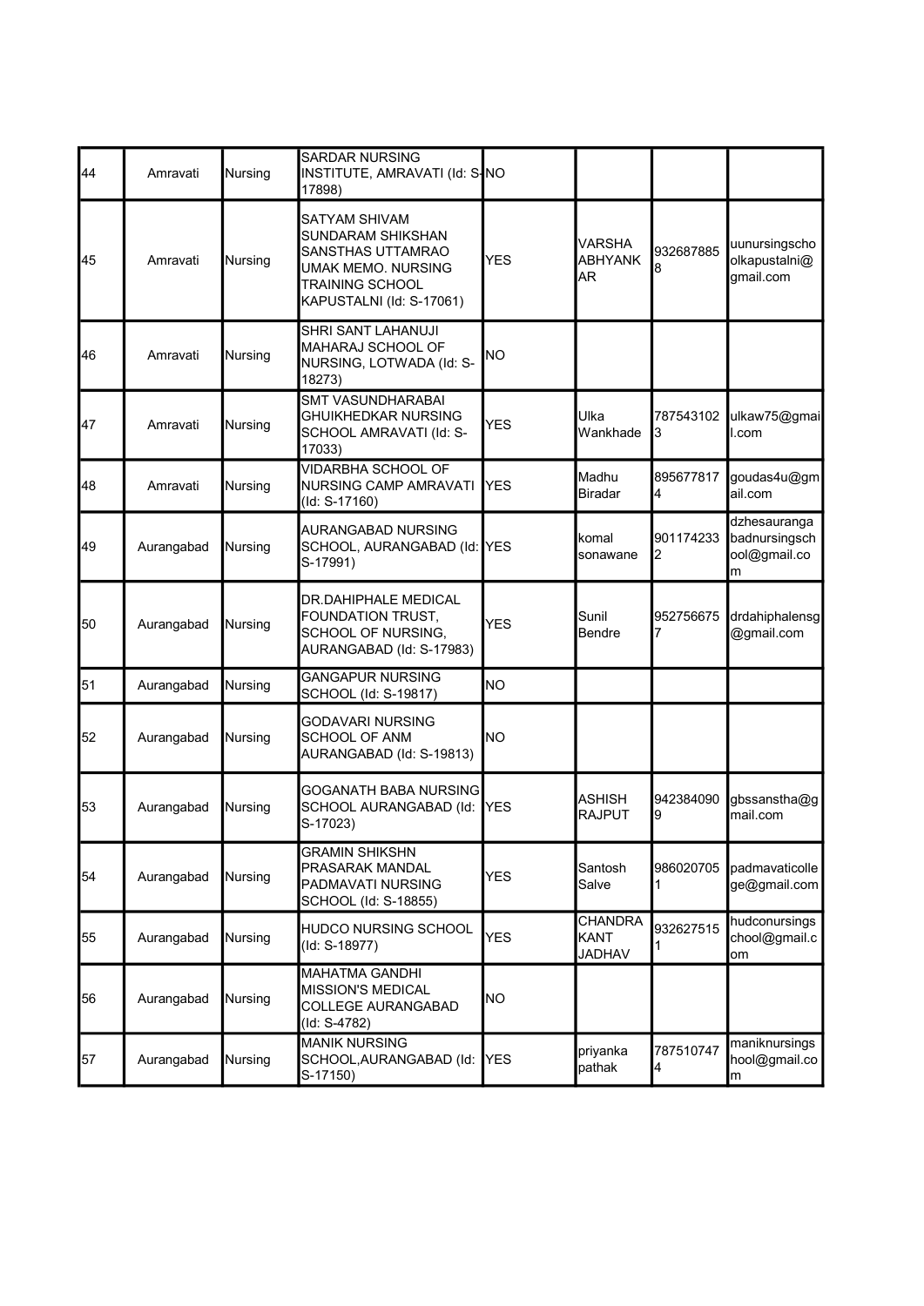| 44 | Amravati | Nursing | SARDAR NURSING INSTITUTE, AMRAVATI (Id: S-17898) | NO | | | |
|---|---|---|---|---|---|---|---|
| 45 | Amravati | Nursing | SATYAM SHIVAM SUNDARAM SHIKSHAN SANSTHAS UTTAMRAO UMAK MEMO. NURSING TRAINING SCHOOL KAPUSTALNI (Id: S-17061) | YES | VARSHA ABHYANKAR | 9326878858 | uunursingschoolkapustalni@gmail.com |
| 46 | Amravati | Nursing | SHRI SANT LAHANUJI MAHARAJ SCHOOL OF NURSING, LOTWADA (Id: S-18273) | NO | | | |
| 47 | Amravati | Nursing | SMT VASUNDHARABAI GHUIKHEDKAR NURSING SCHOOL AMRAVATI (Id: S-17033) | YES | Ulka Wankhade | 7875431023 | ulkaw75@gmail.com |
| 48 | Amravati | Nursing | VIDARBHA SCHOOL OF NURSING CAMP AMRAVATI (Id: S-17160) | YES | Madhu Biradar | 8956778174 | goudas4u@gmail.com |
| 49 | Aurangabad | Nursing | AURANGABAD NURSING SCHOOL, AURANGABAD (Id: S-17991) | YES | komal sonawane | 9011742332 | dzhesaurangabadnursingschool@gmail.com |
| 50 | Aurangabad | Nursing | DR.DAHIPHALE MEDICAL FOUNDATION TRUST, SCHOOL OF NURSING, AURANGABAD (Id: S-17983) | YES | Sunil Bendre | 9527566757 | drdahiphalensg@gmail.com |
| 51 | Aurangabad | Nursing | GANGAPUR NURSING SCHOOL (Id: S-19817) | NO | | | |
| 52 | Aurangabad | Nursing | GODAVARI NURSING SCHOOL OF ANM AURANGABAD (Id: S-19813) | NO | | | |
| 53 | Aurangabad | Nursing | GOGANATH BABA NURSING SCHOOL AURANGABAD (Id: S-17023) | YES | ASHISH RAJPUT | 9423840909 | gbssanstha@gmail.com |
| 54 | Aurangabad | Nursing | GRAMIN SHIKSHN PRASARAK MANDAL PADMAVATI NURSING SCHOOL (Id: S-18855) | YES | Santosh Salve | 9860207051 | padmavaticollege@gmail.com |
| 55 | Aurangabad | Nursing | HUDCO NURSING SCHOOL (Id: S-18977) | YES | CHANDRA KANT JADHAV | 9326275151 | hudconursingschool@gmail.com |
| 56 | Aurangabad | Nursing | MAHATMA GANDHI MISSION'S MEDICAL COLLEGE AURANGABAD (Id: S-4782) | NO | | | |
| 57 | Aurangabad | Nursing | MANIK NURSING SCHOOL,AURANGABAD (Id: S-17150) | YES | priyanka pathak | 7875107474 | maniknursingschool@gmail.com |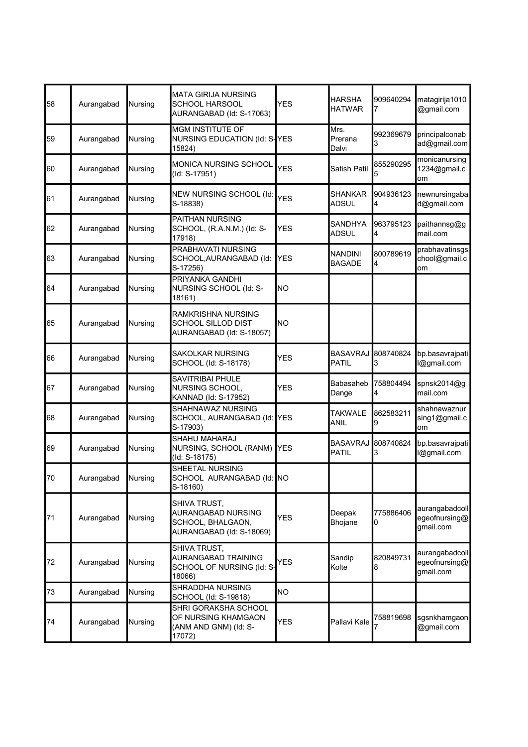| 58 | Aurangabad | Nursing | MATA GIRIJA NURSING SCHOOL HARSOOL AURANGABAD (Id: S-17063) | YES | HARSHA HATWAR | 9096402947 | matagirija1010@gmail.com |
|---|---|---|---|---|---|---|---|
| 59 | Aurangabad | Nursing | MGM INSTITUTE OF NURSING EDUCATION (Id: S-15824) | YES | Mrs. Prerana Dalvi | 9923696793 | principalconabad@gmail.com |
| 60 | Aurangabad | Nursing | MONICA NURSING SCHOOL (Id: S-17951) | YES | Satish Patil | 8552902955 | monicanursing1234@gmail.com |
| 61 | Aurangabad | Nursing | NEW NURSING SCHOOL (Id: S-18838) | YES | SHANKAR ADSUL | 9049361234 | newnursingabad@gmail.com |
| 62 | Aurangabad | Nursing | PAITHAN NURSING SCHOOL, (R.A.N.M.) (Id: S-17918) | YES | SANDHYA ADSUL | 9637951234 | paithannsg@gmail.com |
| 63 | Aurangabad | Nursing | PRABHAVATI NURSING SCHOOL,AURANGABAD (Id: S-17256) | YES | NANDINI BAGADE | 8007896194 | prabhavatinsgschool@gmail.com |
| 64 | Aurangabad | Nursing | PRIYANKA GANDHI NURSING SCHOOL (Id: S-18161) | NO | | | |
| 65 | Aurangabad | Nursing | RAMKRISHNA NURSING SCHOOL SILLOD DIST AURANGABAD (Id: S-18057) | NO | | | |
| 66 | Aurangabad | Nursing | SAKOLKAR NURSING SCHOOL (Id: S-18178) | YES | BASAVRAJ PATIL | 8087408243 | bp.basavrajpatil@gmail.com |
| 67 | Aurangabad | Nursing | SAVITRIBAI PHULE NURSING SCHOOL, KANNAD (Id: S-17952) | YES | Babasaheb Dange | 7588044944 | spnsk2014@gmail.com |
| 68 | Aurangabad | Nursing | SHAHNAWAZ NURSING SCHOOL, AURANGABAD (Id: S-17903) | YES | TAKWALE ANIL | 8625832119 | shahnawaznursing1@gmail.com |
| 69 | Aurangabad | Nursing | SHAHU MAHARAJ NURSING, SCHOOL (RANM) (Id: S-18175) | YES | BASAVRAJ PATIL | 8087408243 | bp.basavrajpatil@gmail.com |
| 70 | Aurangabad | Nursing | SHEETAL NURSING SCHOOL AURANGABAD (Id: S-18160) | NO | | | |
| 71 | Aurangabad | Nursing | SHIVA TRUST, AURANGABAD NURSING SCHOOL, BHALGAON, AURANGABAD (Id: S-18069) | YES | Deepak Bhojane | 7758864060 | aurangabadcollegeofnursing@gmail.com |
| 72 | Aurangabad | Nursing | SHIVA TRUST, AURANGABAD TRAINING SCHOOL OF NURSING (Id: S-18066) | YES | Sandip Kolte | 8208497318 | aurangabadcollegeofnursing@gmail.com |
| 73 | Aurangabad | Nursing | SHRADDHA NURSING SCHOOL (Id: S-19818) | NO | | | |
| 74 | Aurangabad | Nursing | SHRI GORAKSHA SCHOOL OF NURSING KHAMGAON (ANM AND GNM) (Id: S-17072) | YES | Pallavi Kale | 7588196987 | sgsnkhamgaon@gmail.com |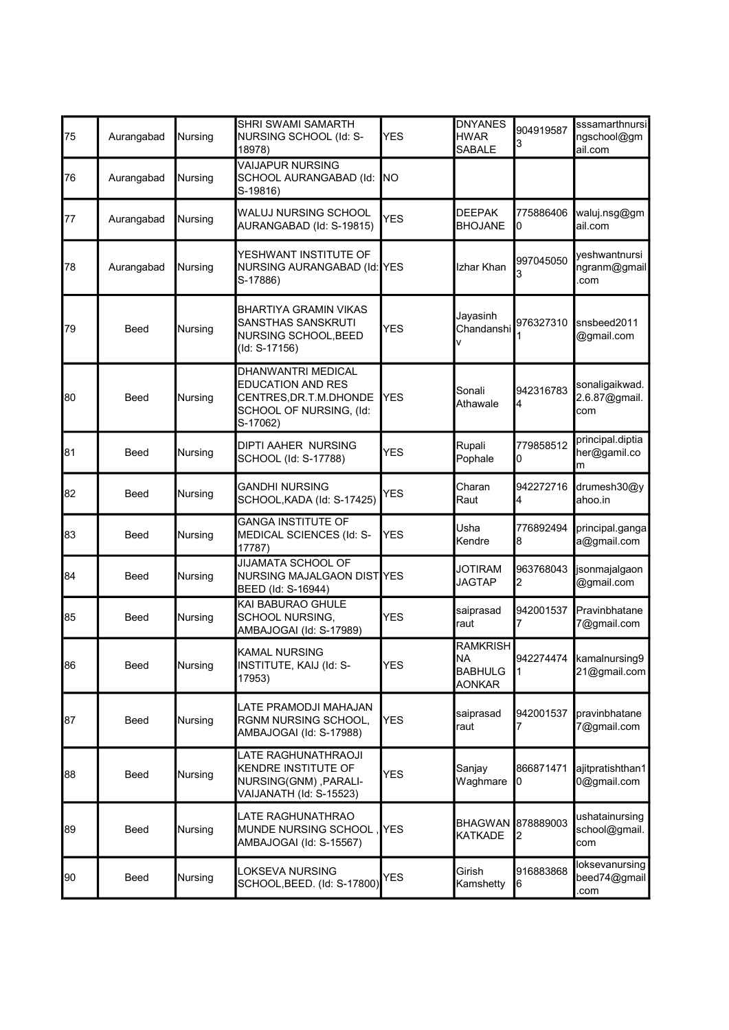| 75 | Aurangabad | Nursing | SHRI SWAMI SAMARTH NURSING SCHOOL (Id: S-18978) | YES | DNYANESHWAR SABALE | 9049195873 | sssamarthnursingschool@gmail.com |
|---|---|---|---|---|---|---|---|
| 76 | Aurangabad | Nursing | VAIJAPUR NURSING SCHOOL AURANGABAD (Id: S-19816) | NO | | | |
| 77 | Aurangabad | Nursing | WALUJ NURSING SCHOOL AURANGABAD (Id: S-19815) | YES | DEEPAK BHOJANE | 7758864060 | waluj.nsg@gmail.com |
| 78 | Aurangabad | Nursing | YESHWANT INSTITUTE OF NURSING AURANGABAD (Id: S-17886) | YES | Izhar Khan | 9970450503 | yeshwantnursingranm@gmail.com |
| 79 | Beed | Nursing | BHARTIYA GRAMIN VIKAS SANSTHAS SANSKRUTI NURSING SCHOOL,BEED (Id: S-17156) | YES | Jayasinh Chandanshiv | 9763273101 | snsbeed2011@gmail.com |
| 80 | Beed | Nursing | DHANWANTRI MEDICAL EDUCATION AND RES CENTRES,DR.T.M.DHONDE SCHOOL OF NURSING, (Id: S-17062) | YES | Sonali Athawale | 9423167834 | sonaligaikwad.2.6.87@gmail.com |
| 81 | Beed | Nursing | DIPTI AAHER NURSING SCHOOL (Id: S-17788) | YES | Rupali Pophale | 7798585120 | principal.diptiher@gamil.com |
| 82 | Beed | Nursing | GANDHI NURSING SCHOOL,KADA (Id: S-17425) | YES | Charan Raut | 9422727164 | drumesh30@yahoo.in |
| 83 | Beed | Nursing | GANGA INSTITUTE OF MEDICAL SCIENCES (Id: S-17787) | YES | Usha Kendre | 7768924948 | principal.gangaa@gmail.com |
| 84 | Beed | Nursing | JIJAMATA SCHOOL OF NURSING MAJALGAON DIST BEED (Id: S-16944) | YES | JOTIRAM JAGTAP | 9637680432 | jsonmajalgaon@gmail.com |
| 85 | Beed | Nursing | KAI BABURAO GHULE SCHOOL NURSING, AMBAJOGAI (Id: S-17989) | YES | saiprasad raut | 9420015377 | Pravinbhatane7@gmail.com |
| 86 | Beed | Nursing | KAMAL NURSING INSTITUTE, KAIJ (Id: S-17953) | YES | RAMKRISHNA BABHULGAONKAR | 9422744741 | kamalnursing921@gmail.com |
| 87 | Beed | Nursing | LATE PRAMODJI MAHAJAN RGNM NURSING SCHOOL, AMBAJOGAI (Id: S-17988) | YES | saiprasad raut | 9420015377 | pravinbhatane7@gmail.com |
| 88 | Beed | Nursing | LATE RAGHUNATHRAOJI KENDRE INSTITUTE OF NURSING(GNM) ,PARALI-VAIJANATH (Id: S-15523) | YES | Sanjay Waghmare | 8668714710 | ajitpratishthan10@gmail.com |
| 89 | Beed | Nursing | LATE RAGHUNATHRAO MUNDE NURSING SCHOOL , AMBAJOGAI (Id: S-15567) | YES | BHAGWAN KATKADE | 8788890032 | ushatainursingschool@gmail.com |
| 90 | Beed | Nursing | LOKSEVA NURSING SCHOOL,BEED. (Id: S-17800) | YES | Girish Kamshetty | 9168838686 | loksevanursingbeed74@gmail.com |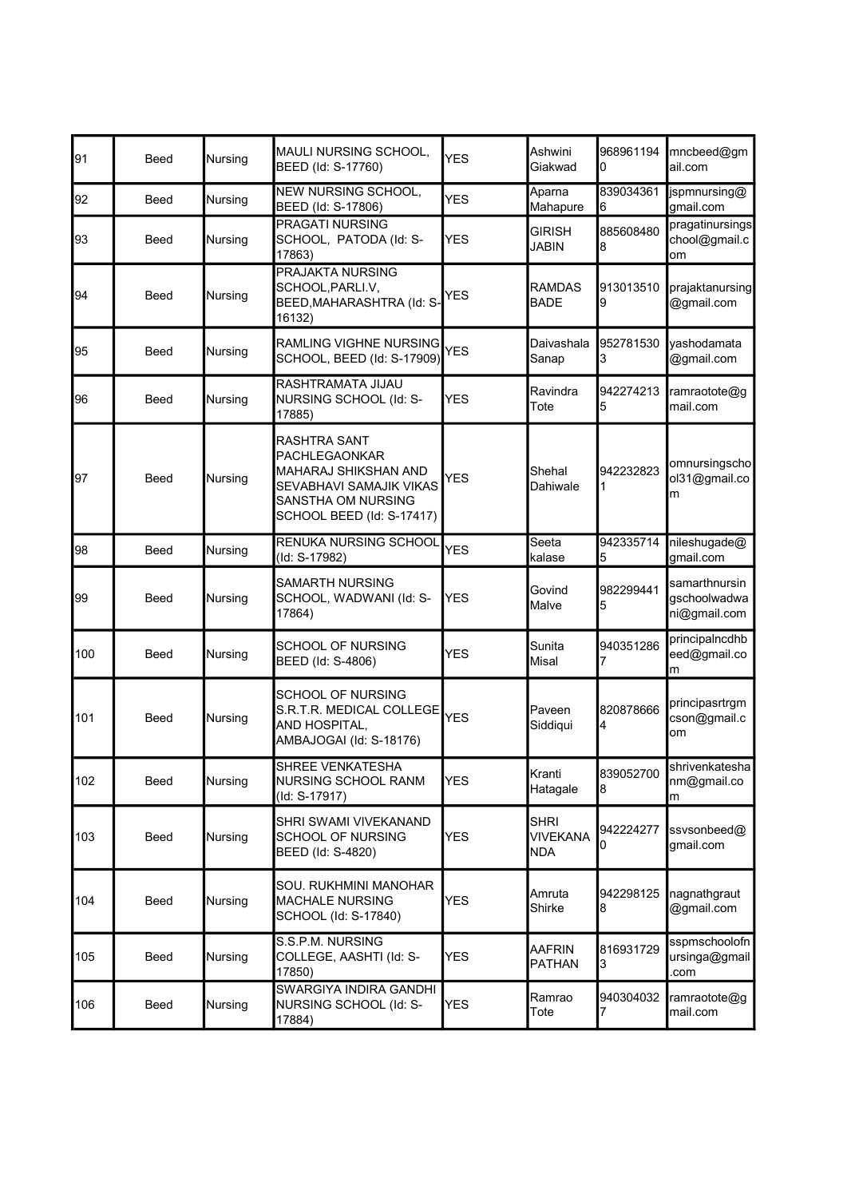| 91 | Beed | Nursing | MAULI NURSING SCHOOL, BEED (Id: S-17760) | YES | Ashwini Giakwad | 9689611940 | mncbeed@gmail.com |
|---|---|---|---|---|---|---|---|
| 92 | Beed | Nursing | NEW NURSING SCHOOL, BEED (Id: S-17806) | YES | Aparna Mahapure | 8390343616 | jspmnursing@gmail.com |
| 93 | Beed | Nursing | PRAGATI NURSING SCHOOL, PATODA (Id: S-17863) | YES | GIRISH JABIN | 8856084808 | pragatinursingschool@gmail.com |
| 94 | Beed | Nursing | PRAJAKTA NURSING SCHOOL,PARLI.V, BEED,MAHARASHTRA (Id: S-16132) | YES | RAMDAS BADE | 9130135109 | prajaktanursing@gmail.com |
| 95 | Beed | Nursing | RAMLING VIGHNE NURSING SCHOOL, BEED (Id: S-17909) | YES | Daivashala Sanap | 9527815303 | yashodamata@gmail.com |
| 96 | Beed | Nursing | RASHTRAMATA JIJAU NURSING SCHOOL (Id: S-17885) | YES | Ravindra Tote | 9422742135 | ramraotote@gmail.com |
| 97 | Beed | Nursing | RASHTRA SANT PACHLEGAONKAR MAHARAJ SHIKSHAN AND SEVABHAVI SAMAJIK VIKAS SANSTHA OM NURSING SCHOOL BEED (Id: S-17417) | YES | Shehal Dahiwale | 9422328231 | omnursingschool31@gmail.com |
| 98 | Beed | Nursing | RENUKA NURSING SCHOOL (Id: S-17982) | YES | Seeta kalase | 9423357145 | nileshugade@gmail.com |
| 99 | Beed | Nursing | SAMARTH NURSING SCHOOL, WADWANI (Id: S-17864) | YES | Govind Malve | 9822994415 | samarthnursingschoolwadwani@gmail.com |
| 100 | Beed | Nursing | SCHOOL OF NURSING BEED (Id: S-4806) | YES | Sunita Misal | 9403512867 | principalncdhbeed@gmail.com |
| 101 | Beed | Nursing | SCHOOL OF NURSING S.R.T.R. MEDICAL COLLEGE AND HOSPITAL, AMBAJOGAI (Id: S-18176) | YES | Paveen Siddiqui | 8208786664 | principasrtrgmcson@gmail.com |
| 102 | Beed | Nursing | SHREE VENKATESHA NURSING SCHOOL RANM (Id: S-17917) | YES | Kranti Hatagale | 8390527008 | shrivenkateshanm@gmail.com |
| 103 | Beed | Nursing | SHRI SWAMI VIVEKANAND SCHOOL OF NURSING BEED (Id: S-4820) | YES | SHRI VIVEKANANDA | 9422242770 | ssvsonbeed@gmail.com |
| 104 | Beed | Nursing | SOU. RUKHMINI MANOHAR MACHALE NURSING SCHOOL (Id: S-17840) | YES | Amruta Shirke | 9422981258 | nagnathgraut@gmail.com |
| 105 | Beed | Nursing | S.S.P.M. NURSING COLLEGE, AASHTI (Id: S-17850) | YES | AAFRIN PATHAN | 8169317293 | sspmschoolofnursinga@gmail.com |
| 106 | Beed | Nursing | SWARGIYA INDIRA GANDHI NURSING SCHOOL (Id: S-17884) | YES | Ramrao Tote | 9403040327 | ramraotote@gmail.com |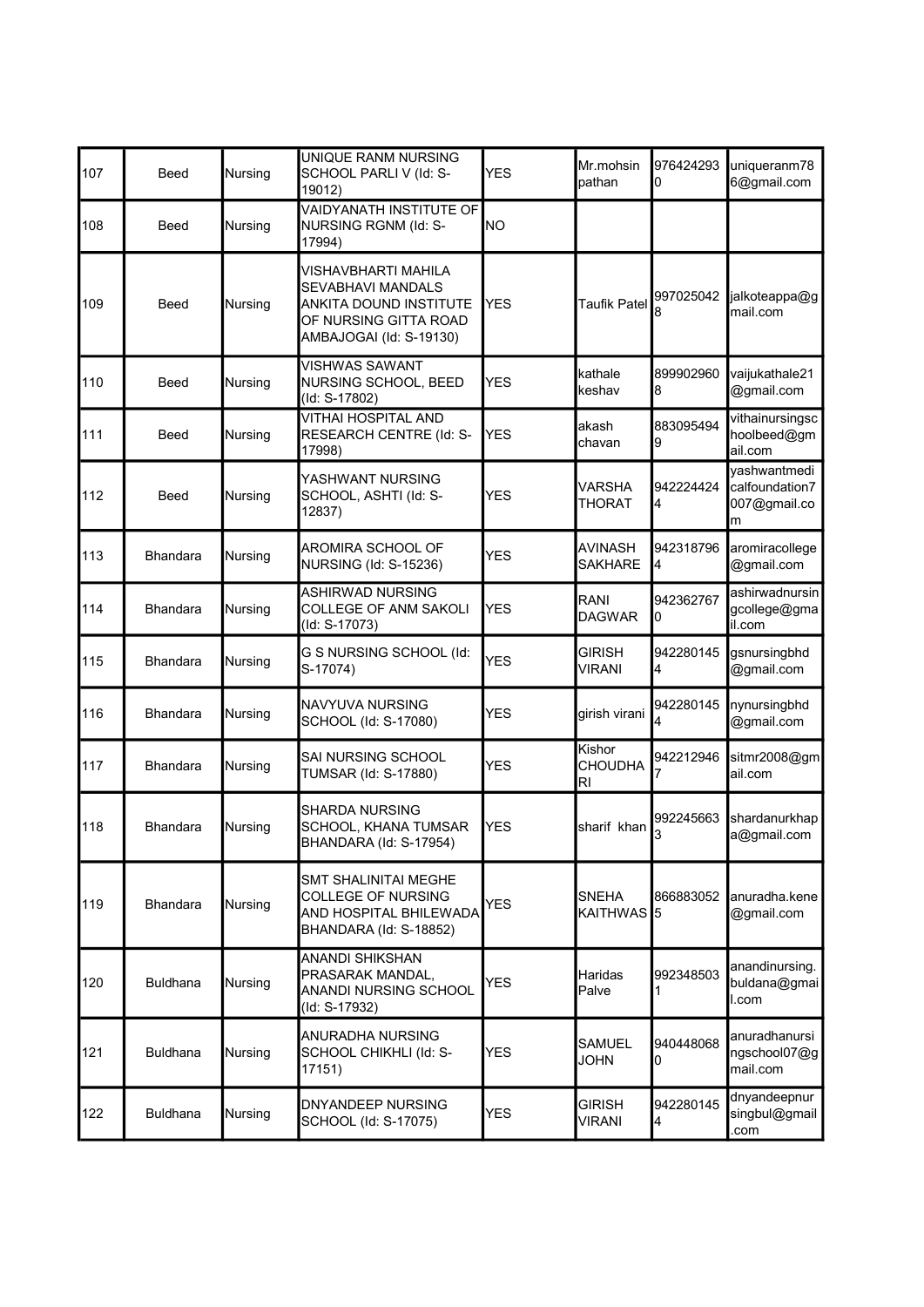| 107 | Beed | Nursing | UNIQUE RANM NURSING SCHOOL PARLI V (Id: S-19012) | YES | Mr.mohsin pathan | 9764242930 | uniqueranm786@gmail.com |
|---|---|---|---|---|---|---|---|
| 108 | Beed | Nursing | VAIDYANATH INSTITUTE OF NURSING RGNM (Id: S-17994) | NO | | | |
| 109 | Beed | Nursing | VISHAVBHARTI MAHILA SEVABHAVI MANDALS ANKITA DOUND INSTITUTE OF NURSING GITTA ROAD AMBAJOGAI (Id: S-19130) | YES | Taufik Patel | 9970250428 | jalkoteappa@gmail.com |
| 110 | Beed | Nursing | VISHWAS SAWANT NURSING SCHOOL, BEED (Id: S-17802) | YES | kathale keshav | 8999029608 | vaijukathale21@gmail.com |
| 111 | Beed | Nursing | VITHAI HOSPITAL AND RESEARCH CENTRE (Id: S-17998) | YES | akash chavan | 8830954949 | vithainursingschoolbeed@gmail.com |
| 112 | Beed | Nursing | YASHWANT NURSING SCHOOL, ASHTI (Id: S-12837) | YES | VARSHA THORAT | 9422244244 | yashwantmedicalfoundation7007@gmail.com |
| 113 | Bhandara | Nursing | AROMIRA SCHOOL OF NURSING (Id: S-15236) | YES | AVINASH SAKHARE | 9423187964 | aromiracollege@gmail.com |
| 114 | Bhandara | Nursing | ASHIRWAD NURSING COLLEGE OF ANM SAKOLI (Id: S-17073) | YES | RANI DAGWAR | 9423627670 | ashirwadnursingcollege@gmail.com |
| 115 | Bhandara | Nursing | G S NURSING SCHOOL (Id: S-17074) | YES | GIRISH VIRANI | 9422801454 | gsnursingbhd@gmail.com |
| 116 | Bhandara | Nursing | NAVYUVA NURSING SCHOOL (Id: S-17080) | YES | girish virani | 9422801454 | nynursingbhd@gmail.com |
| 117 | Bhandara | Nursing | SAI NURSING SCHOOL TUMSAR (Id: S-17880) | YES | Kishor CHOUDHARI | 9422129467 | sitmr2008@gmail.com |
| 118 | Bhandara | Nursing | SHARDA NURSING SCHOOL, KHANA TUMSAR BHANDARA (Id: S-17954) | YES | sharif khan | 9922456633 | shardanurkhapa@gmail.com |
| 119 | Bhandara | Nursing | SMT SHALINITAI MEGHE COLLEGE OF NURSING AND HOSPITAL BHILEWADA BHANDARA (Id: S-18852) | YES | SNEHA KAITHWAS | 8668830525 | anuradha.kene@gmail.com |
| 120 | Buldhana | Nursing | ANANDI SHIKSHAN PRASARAK MANDAL, ANANDI NURSING SCHOOL (Id: S-17932) | YES | Haridas Palve | 9923485031 | anandinursing.buldana@gmail.com |
| 121 | Buldhana | Nursing | ANURADHA NURSING SCHOOL CHIKHLI (Id: S-17151) | YES | SAMUEL JOHN | 9404480680 | anuradhanursingschool07@gmail.com |
| 122 | Buldhana | Nursing | DNYANDEEP NURSING SCHOOL (Id: S-17075) | YES | GIRISH VIRANI | 9422801454 | dnyandeepnursingbul@gmail.com |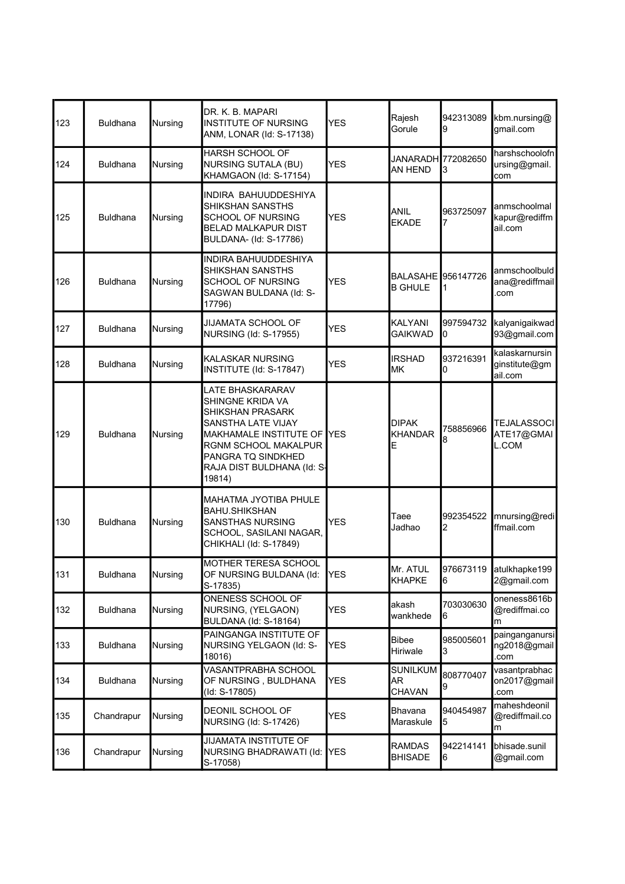| 123 | Buldhana | Nursing | DR. K. B. MAPARI INSTITUTE OF NURSING ANM, LONAR (Id: S-17138) | YES | Rajesh Gorule | 9423130899 | kbm.nursing@gmail.com |
|---|---|---|---|---|---|---|---|
| 124 | Buldhana | Nursing | HARSH SCHOOL OF NURSING SUTALA (BU) KHAMGAON (Id: S-17154) | YES | JANARADHAN HEND | 7720826503 | harshschoolofnursing@gmail.com |
| 125 | Buldhana | Nursing | INDIRA BAHUUDDESHIYA SHIKSHAN SANSTHS SCHOOL OF NURSING BELAD MALKAPUR DIST BULDANA- (Id: S-17786) | YES | ANIL EKADE | 9637250977 | anmschoolmalkapur@rediffmail.com |
| 126 | Buldhana | Nursing | INDIRA BAHUUDDESHIYA SHIKSHAN SANSTHS SCHOOL OF NURSING SAGWAN BULDANA (Id: S-17796) | YES | BALASAHEB GHULE | 9561477261 | anmschoolbuldana@rediffmail.com |
| 127 | Buldhana | Nursing | JIJAMATA SCHOOL OF NURSING (Id: S-17955) | YES | KALYANI GAIKWAD | 9975947320 | kalyanigaikwad93@gmail.com |
| 128 | Buldhana | Nursing | KALASKAR NURSING INSTITUTE (Id: S-17847) | YES | IRSHAD MK | 9372163910 | kalaskarnursinginstitute@gmail.com |
| 129 | Buldhana | Nursing | LATE BHASKARARAV SHINGNE KRIDA VA SHIKSHAN PRASARK SANSTHA LATE VIJAY MAKHAMALE INSTITUTE OF RGNM SCHOOL MAKALPUR PANGRA TQ SINDKHED RAJA DIST BULDHANA (Id: S-19814) | YES | DIPAK KHANDARE | 7588569668 | TEJALASSOCIATE17@GMAIL.COM |
| 130 | Buldhana | Nursing | MAHATMA JYOTIBA PHULE BAHU.SHIKSHAN SANSTHAS NURSING SCHOOL, SASILANI NAGAR, CHIKHALI (Id: S-17849) | YES | Taee Jadhao | 9923545222 | mnursing@rediffmail.com |
| 131 | Buldhana | Nursing | MOTHER TERESA SCHOOL OF NURSING BULDANA (Id: S-17835) | YES | Mr. ATUL KHAPKE | 9766731196 | atulkhapke1992@gmail.com |
| 132 | Buldhana | Nursing | ONENESS SCHOOL OF NURSING, (YELGAON) BULDANA (Id: S-18164) | YES | akash wankhede | 7030306306 | oneness8616b@rediffmai.com |
| 133 | Buldhana | Nursing | PAINGANGA INSTITUTE OF NURSING YELGAON (Id: S-18016) | YES | Bibee Hiriwale | 9850056013 | painganganursing2018@gmail.com |
| 134 | Buldhana | Nursing | VASANTPRABHA SCHOOL OF NURSING , BULDHANA (Id: S-17805) | YES | SUNILKUMAR CHAVAN | 8087704079 | vasantprabhacon2017@gmail.com |
| 135 | Chandrapur | Nursing | DEONIL SCHOOL OF NURSING (Id: S-17426) | YES | Bhavana Maraskule | 9404549875 | maheshdeonil@rediffmail.com |
| 136 | Chandrapur | Nursing | JIJAMATA INSTITUTE OF NURSING BHADRAWATI (Id: S-17058) | YES | RAMDAS BHISADE | 9422141416 | bhisade.sunil@gmail.com |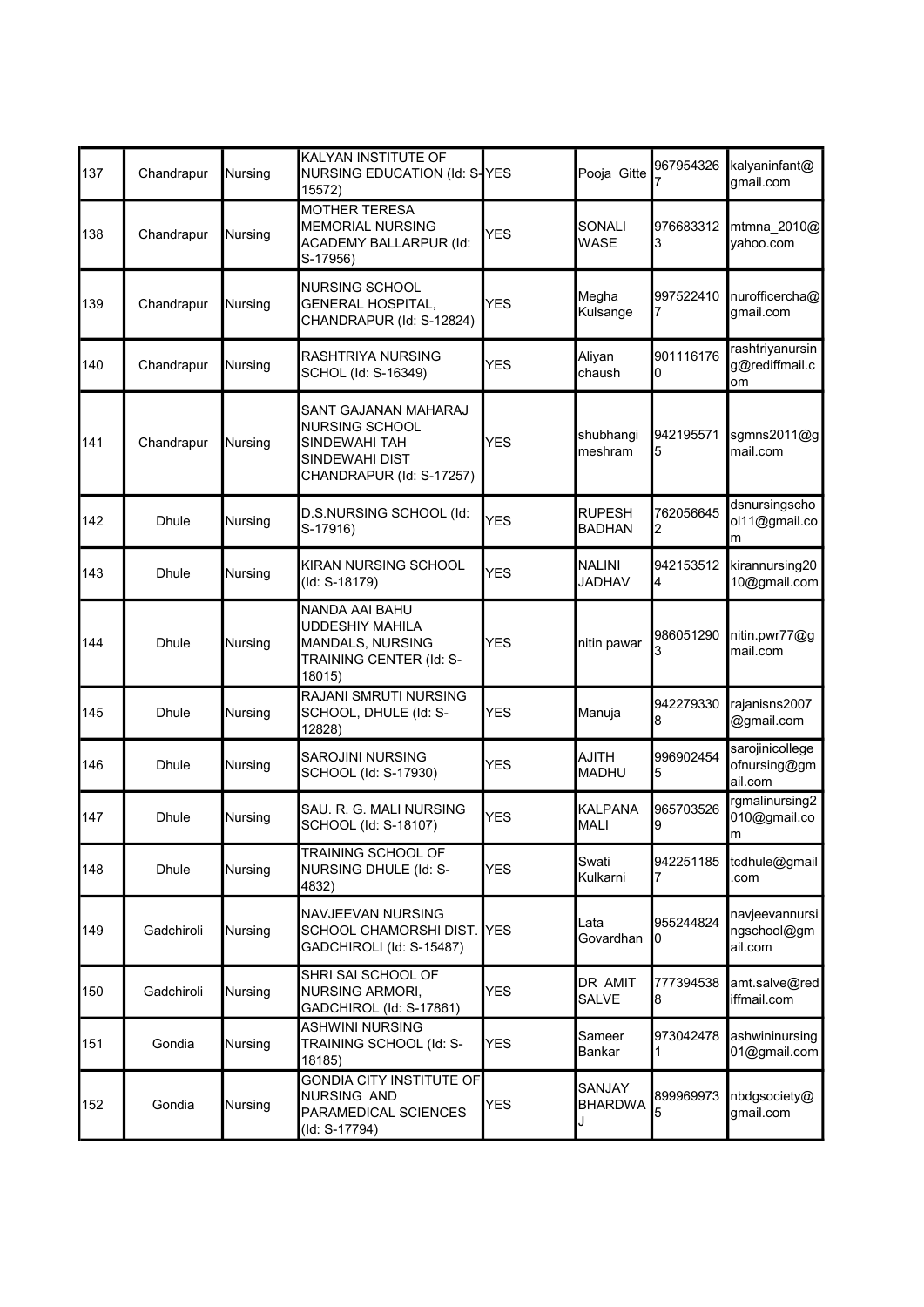| 137 | Chandrapur | Nursing | KALYAN INSTITUTE OF NURSING EDUCATION (Id: S-15572) | YES | Pooja Gitte | 9679543267 | kalyaninfant@gmail.com |
|---|---|---|---|---|---|---|---|
| 138 | Chandrapur | Nursing | MOTHER TERESA MEMORIAL NURSING ACADEMY BALLARPUR (Id: S-17956) | YES | SONALI WASE | 9766833123 | mtmna_2010@yahoo.com |
| 139 | Chandrapur | Nursing | NURSING SCHOOL GENERAL HOSPITAL, CHANDRAPUR (Id: S-12824) | YES | Megha Kulsange | 9975224107 | nurofficercha@gmail.com |
| 140 | Chandrapur | Nursing | RASHTRIYA NURSING SCHOL (Id: S-16349) | YES | Aliyan chaush | 9011161760 | rashtriyanursing@rediffmail.com |
| 141 | Chandrapur | Nursing | SANT GAJANAN MAHARAJ NURSING SCHOOL SINDEWAHI TAH SINDEWAHI DIST CHANDRAPUR (Id: S-17257) | YES | shubhangi meshram | 9421955715 | sgmns2011@gmail.com |
| 142 | Dhule | Nursing | D.S.NURSING SCHOOL (Id: S-17916) | YES | RUPESH BADHAN | 7620566452 | dsnursingschool11@gmail.com |
| 143 | Dhule | Nursing | KIRAN NURSING SCHOOL (Id: S-18179) | YES | NALINI JADHAV | 9421535124 | kirannursing2010@gmail.com |
| 144 | Dhule | Nursing | NANDA AAI BAHU UDDESHIY MAHILA MANDALS, NURSING TRAINING CENTER (Id: S-18015) | YES | nitin pawar | 9860512903 | nitin.pwr77@gmail.com |
| 145 | Dhule | Nursing | RAJANI SMRUTI NURSING SCHOOL, DHULE (Id: S-12828) | YES | Manuja | 9422793308 | rajanisns2007@gmail.com |
| 146 | Dhule | Nursing | SAROJINI NURSING SCHOOL (Id: S-17930) | YES | AJITH MADHU | 9969024545 | sarojinicollegeofnursing@gmail.com |
| 147 | Dhule | Nursing | SAU. R. G. MALI NURSING SCHOOL (Id: S-18107) | YES | KALPANA MALI | 9657035269 | rgmalinursing2010@gmail.com |
| 148 | Dhule | Nursing | TRAINING SCHOOL OF NURSING DHULE (Id: S-4832) | YES | Swati Kulkarni | 9422511857 | tcdhule@gmail.com |
| 149 | Gadchiroli | Nursing | NAVJEEVAN NURSING SCHOOL CHAMORSHI DIST. GADCHIROLI (Id: S-15487) | YES | Lata Govardhan | 9552448240 | navjeevannursingschool@gmail.com |
| 150 | Gadchiroli | Nursing | SHRI SAI SCHOOL OF NURSING ARMORI, GADCHIROL (Id: S-17861) | YES | DR AMIT SALVE | 7773945388 | amt.salve@rediffmail.com |
| 151 | Gondia | Nursing | ASHWINI NURSING TRAINING SCHOOL (Id: S-18185) | YES | Sameer Bankar | 9730424781 | ashwininursing01@gmail.com |
| 152 | Gondia | Nursing | GONDIA CITY INSTITUTE OF NURSING AND PARAMEDICAL SCIENCES (Id: S-17794) | YES | SANJAY BHARDWAJ | 8999699735 | nbdgsociety@gmail.com |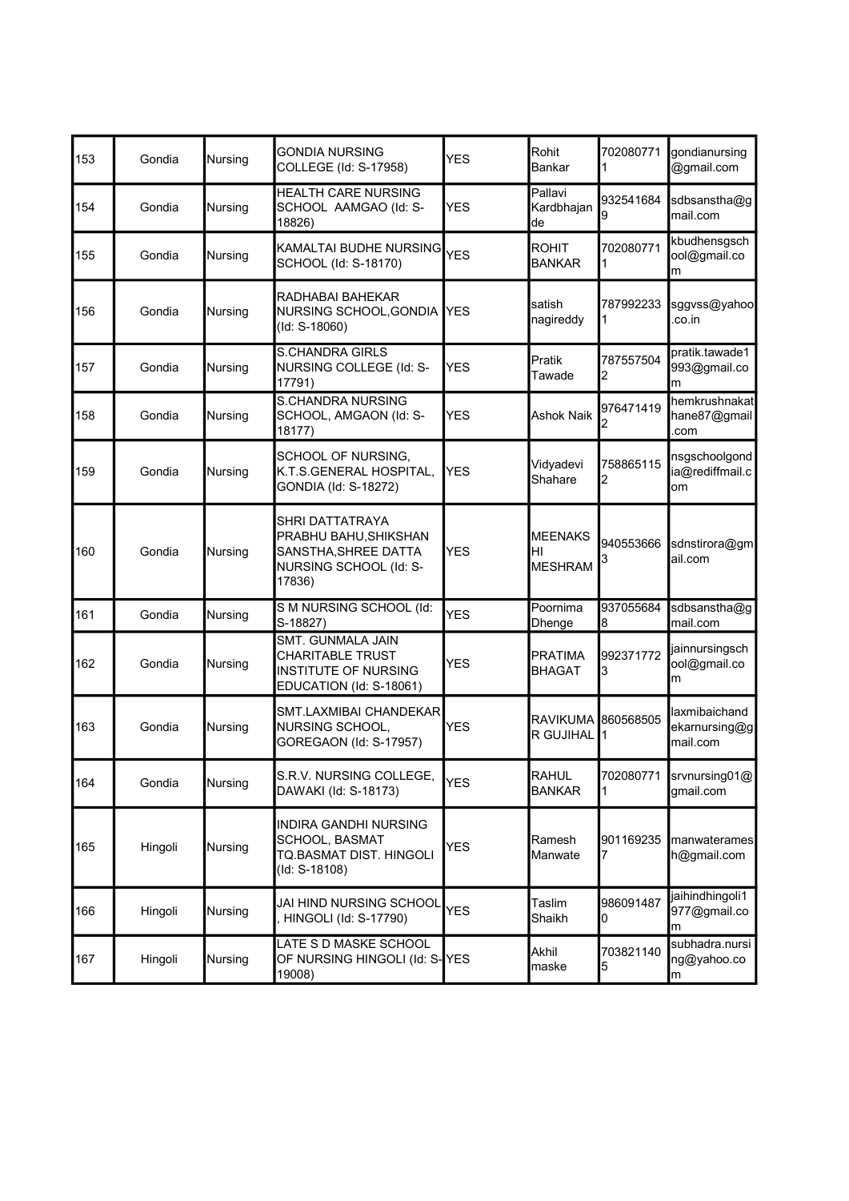| | | | | | | | |
|---|---|---|---|---|---|---|---|
| 153 | Gondia | Nursing | GONDIA NURSING COLLEGE (Id: S-17958) | YES | Rohit Bankar | 7020807711 | gondianursing@gmail.com |
| 154 | Gondia | Nursing | HEALTH CARE NURSING SCHOOL AAMGAO (Id: S-18826) | YES | Pallavi Kardbhajande | 9325416849 | sdbsanstha@gmail.com |
| 155 | Gondia | Nursing | KAMALTAI BUDHE NURSING SCHOOL (Id: S-18170) | YES | ROHIT BANKAR | 7020807711 | kbudhensgschool@gmail.com |
| 156 | Gondia | Nursing | RADHABAI BAHEKAR NURSING SCHOOL,GONDIA (Id: S-18060) | YES | satish nagireddy | 7879922331 | sggvss@yahoo.co.in |
| 157 | Gondia | Nursing | S.CHANDRA GIRLS NURSING COLLEGE (Id: S-17791) | YES | Pratik Tawade | 7875575042 | pratik.tawade1993@gmail.com |
| 158 | Gondia | Nursing | S.CHANDRA NURSING SCHOOL, AMGAON (Id: S-18177) | YES | Ashok Naik | 9764714192 | hemkrushnakathane87@gmail.com |
| 159 | Gondia | Nursing | SCHOOL OF NURSING, K.T.S.GENERAL HOSPITAL, GONDIA (Id: S-18272) | YES | Vidyadevi Shahare | 7588651152 | nsgschoolgondia@rediffmail.com |
| 160 | Gondia | Nursing | SHRI DATTATRAYA PRABHU BAHU,SHIKSHAN SANSTHA,SHREE DATTA NURSING SCHOOL (Id: S-17836) | YES | MEENAKSHI MESHRAM | 9405536663 | sdnstirora@gmail.com |
| 161 | Gondia | Nursing | S M NURSING SCHOOL (Id: S-18827) | YES | Poornima Dhenge | 9370556848 | sdbsanstha@gmail.com |
| 162 | Gondia | Nursing | SMT. GUNMALA JAIN CHARITABLE TRUST INSTITUTE OF NURSING EDUCATION (Id: S-18061) | YES | PRATIMA BHAGAT | 9923717723 | jainnursingschool@gmail.com |
| 163 | Gondia | Nursing | SMT.LAXMIBAI CHANDEKAR NURSING SCHOOL, GOREGAON (Id: S-17957) | YES | RAVIKUMAR GUJIHAL | 8605685051 | laxmibaichandekarnursing@gmail.com |
| 164 | Gondia | Nursing | S.R.V. NURSING COLLEGE, DAWAKI (Id: S-18173) | YES | RAHUL BANKAR | 7020807711 | srvnursing01@gmail.com |
| 165 | Hingoli | Nursing | INDIRA GANDHI NURSING SCHOOL, BASMAT TQ.BASMAT DIST. HINGOLI (Id: S-18108) | YES | Ramesh Manwate | 9011692357 | manwateramesh@gmail.com |
| 166 | Hingoli | Nursing | JAI HIND NURSING SCHOOL, HINGOLI (Id: S-17790) | YES | Taslim Shaikh | 9860914870 | jaihindhingoli1977@gmail.com |
| 167 | Hingoli | Nursing | LATE S D MASKE SCHOOL OF NURSING HINGOLI (Id: S-19008) | YES | Akhil maske | 7038211405 | subhadra.nursing@yahoo.com |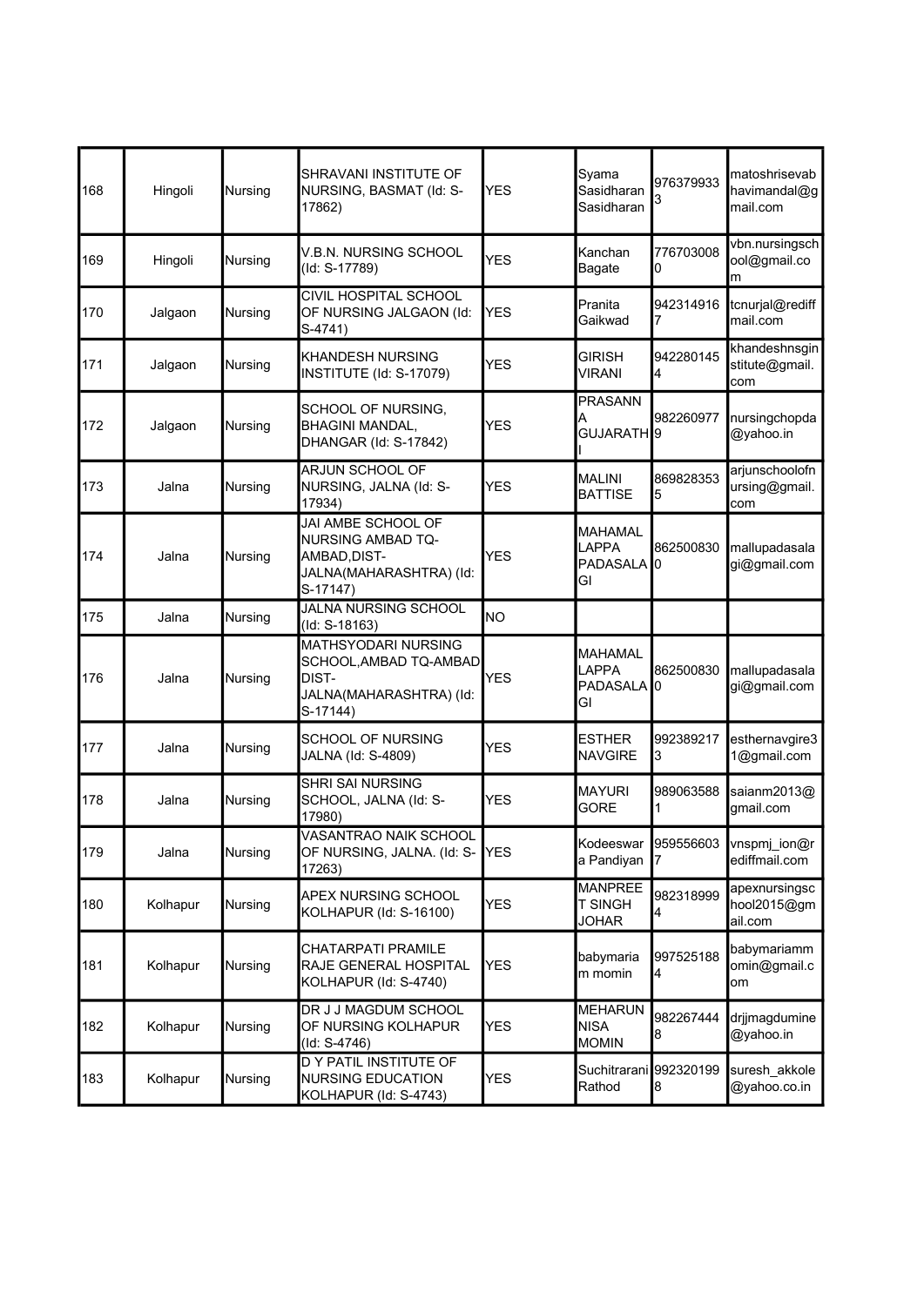| | | | | | | | |
|---|---|---|---|---|---|---|---|
| 168 | Hingoli | Nursing | SHRAVANI INSTITUTE OF NURSING, BASMAT (Id: S-17862) | YES | Syama Sasidharan Sasidharan | 9763799333 | matoshrisevabhavimandal@gmail.com |
| 169 | Hingoli | Nursing | V.B.N. NURSING SCHOOL (Id: S-17789) | YES | Kanchan Bagate | 7767030080 | vbn.nursingschool@gmail.com |
| 170 | Jalgaon | Nursing | CIVIL HOSPITAL SCHOOL OF NURSING JALGAON (Id: S-4741) | YES | Pranita Gaikwad | 9423149167 | tcnurjal@rediffmail.com |
| 171 | Jalgaon | Nursing | KHANDESH NURSING INSTITUTE (Id: S-17079) | YES | GIRISH VIRANI | 9422801454 | khandeshnsginstitute@gmail.com |
| 172 | Jalgaon | Nursing | SCHOOL OF NURSING, BHAGINI MANDAL, DHANGAR (Id: S-17842) | YES | PRASANNA GUJARATHI | 9822609779 | nursingchopda@yahoo.in |
| 173 | Jalna | Nursing | ARJUN SCHOOL OF NURSING, JALNA (Id: S-17934) | YES | MALINI BATTISE | 8698283535 | arjunschoolofnursing@gmail.com |
| 174 | Jalna | Nursing | JAI AMBE SCHOOL OF NURSING AMBAD TQ-AMBAD,DIST-JALNA(MAHARASHTRA) (Id: S-17147) | YES | MAHAMALLAPPA PADASALAGI | 8625008300 | mallupadasalagi@gmail.com |
| 175 | Jalna | Nursing | JALNA NURSING SCHOOL (Id: S-18163) | NO | | | |
| 176 | Jalna | Nursing | MATHSYODARI NURSING SCHOOL,AMBAD TQ-AMBAD DIST-JALNA(MAHARASHTRA) (Id: S-17144) | YES | MAHAMALLAPPA PADASALAGI | 8625008300 | mallupadasalagi@gmail.com |
| 177 | Jalna | Nursing | SCHOOL OF NURSING JALNA (Id: S-4809) | YES | ESTHER NAVGIRE | 9923892173 | esthernavgire31@gmail.com |
| 178 | Jalna | Nursing | SHRI SAI NURSING SCHOOL, JALNA (Id: S-17980) | YES | MAYURI GORE | 9890635881 | saianm2013@gmail.com |
| 179 | Jalna | Nursing | VASANTRAO NAIK SCHOOL OF NURSING, JALNA. (Id: S-17263) | YES | Kodeeswara Pandiyan | 9595566037 | vnspmj_ion@rediffmail.com |
| 180 | Kolhapur | Nursing | APEX NURSING SCHOOL KOLHAPUR (Id: S-16100) | YES | MANPREET SINGH JOHAR | 9823189994 | apexnursingschool2015@gmail.com |
| 181 | Kolhapur | Nursing | CHATARPATI PRAMILE RAJE GENERAL HOSPITAL KOLHAPUR (Id: S-4740) | YES | babymariam momin | 9975251884 | babymariammomin@gmail.com |
| 182 | Kolhapur | Nursing | DR J J MAGDUM SCHOOL OF NURSING KOLHAPUR (Id: S-4746) | YES | MEHARUNNISA MOMIN | 9822674448 | drjjmagdumine@yahoo.in |
| 183 | Kolhapur | Nursing | D Y PATIL INSTITUTE OF NURSING EDUCATION KOLHAPUR (Id: S-4743) | YES | Suchitrarani Rathod | 9923201998 | suresh_akkole@yahoo.co.in |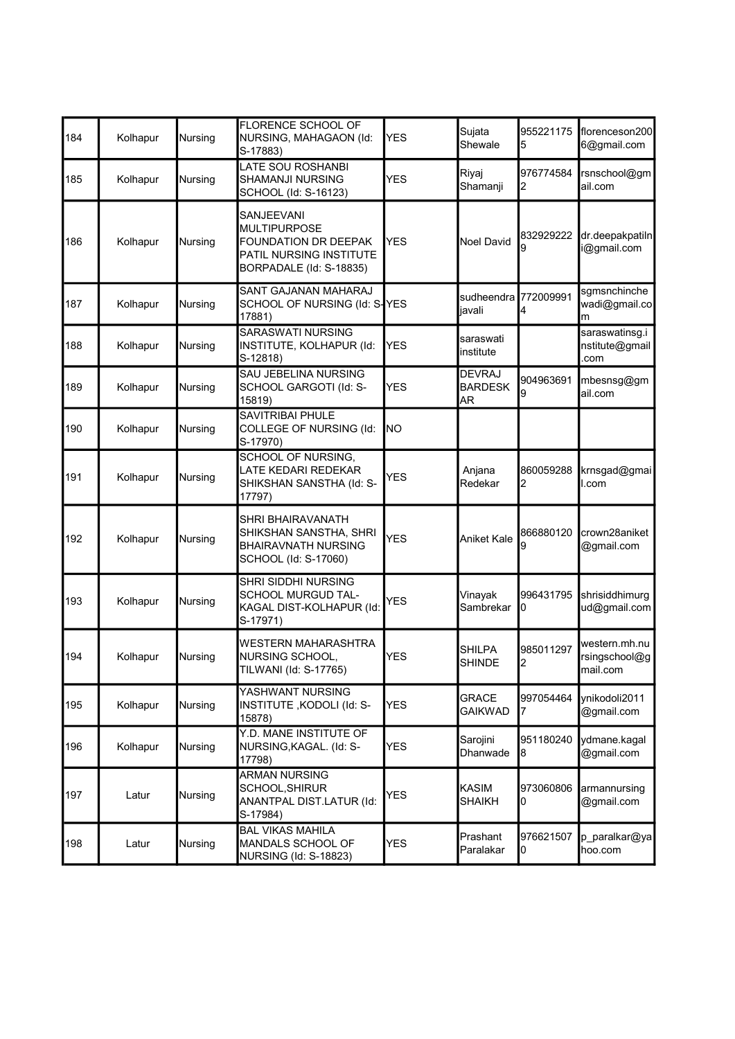| | | | | | | | |
|---|---|---|---|---|---|---|---|
| 184 | Kolhapur | Nursing | FLORENCE SCHOOL OF NURSING, MAHAGAON (Id: S-17883) | YES | Sujata Shewale | 9552211755 | florenceson2006@gmail.com |
| 185 | Kolhapur | Nursing | LATE SOU ROSHANBI SHAMANJI NURSING SCHOOL (Id: S-16123) | YES | Riyaj Shamanji | 9767745842 | rsnschool@gmail.com |
| 186 | Kolhapur | Nursing | SANJEEVANI MULTIPURPOSE FOUNDATION DR DEEPAK PATIL NURSING INSTITUTE BORPADALE (Id: S-18835) | YES | Noel David | 8329292229 | dr.deepakpatilni@gmail.com |
| 187 | Kolhapur | Nursing | SANT GAJANAN MAHARAJ SCHOOL OF NURSING (Id: S-17881) | YES | sudheendra javali | 7720099914 | sgmsnchinchewadi@gmail.com |
| 188 | Kolhapur | Nursing | SARASWATI NURSING INSTITUTE, KOLHAPUR (Id: S-12818) | YES | saraswati institute | | saraswatinsg.institute@gmail.com |
| 189 | Kolhapur | Nursing | SAU JEBELINA NURSING SCHOOL GARGOTI (Id: S-15819) | YES | DEVRAJ BARDESKAR | 9049636919 | mbesnsg@gmail.com |
| 190 | Kolhapur | Nursing | SAVITRIBAI PHULE COLLEGE OF NURSING (Id: S-17970) | NO | | | |
| 191 | Kolhapur | Nursing | SCHOOL OF NURSING, LATE KEDARI REDEKAR SHIKSHAN SANSTHA (Id: S-17797) | YES | Anjana Redekar | 8600592882 | krnsgad@gmail.com |
| 192 | Kolhapur | Nursing | SHRI BHAIRAVANATH SHIKSHAN SANSTHA, SHRI BHAIRAVNATH NURSING SCHOOL (Id: S-17060) | YES | Aniket Kale | 8668801209 | crown28aniket@gmail.com |
| 193 | Kolhapur | Nursing | SHRI SIDDHI NURSING SCHOOL MURGUD TAL-KAGAL DIST-KOLHAPUR (Id: S-17971) | YES | Vinayak Sambrekar | 9964317950 | shrisiddhimurgud@gmail.com |
| 194 | Kolhapur | Nursing | WESTERN MAHARASHTRA NURSING SCHOOL, TILWANI (Id: S-17765) | YES | SHILPA SHINDE | 9850112972 | western.mh.nursingschool@gmail.com |
| 195 | Kolhapur | Nursing | YASHWANT NURSING INSTITUTE ,KODOLI (Id: S-15878) | YES | GRACE GAIKWAD | 9970544647 | ynikodoli2011@gmail.com |
| 196 | Kolhapur | Nursing | Y.D. MANE INSTITUTE OF NURSING,KAGAL. (Id: S-17798) | YES | Sarojini Dhanwade | 9511802408 | ydmane.kagal@gmail.com |
| 197 | Latur | Nursing | ARMAN NURSING SCHOOL,SHIRUR ANANTPAL DIST.LATUR (Id: S-17984) | YES | KASIM SHAIKH | 9730608060 | armannursing@gmail.com |
| 198 | Latur | Nursing | BAL VIKAS MAHILA MANDALS SCHOOL OF NURSING (Id: S-18823) | YES | Prashant Paralakar | 9766215070 | p_paralkar@yahoo.com |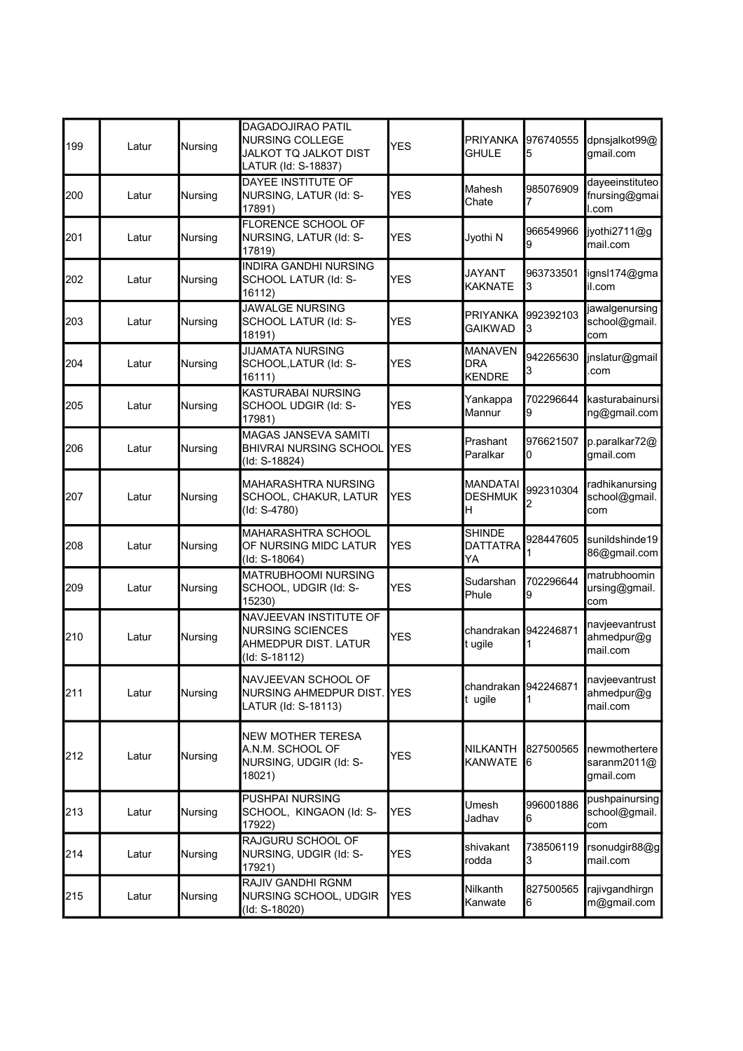| | | | | | | | |
|---|---|---|---|---|---|---|---|
| 199 | Latur | Nursing | DAGADOJIRAO PATIL NURSING COLLEGE JALKOT TQ JALKOT DIST LATUR (Id: S-18837) | YES | PRIYANKA GHULE | 9767405555 | dpnsjalkot99@gmail.com |
| 200 | Latur | Nursing | DAYEE INSTITUTE OF NURSING, LATUR (Id: S-17891) | YES | Mahesh Chate | 9850769097 | dayeeinstituteofnursing@gmail.com |
| 201 | Latur | Nursing | FLORENCE SCHOOL OF NURSING, LATUR (Id: S-17819) | YES | Jyothi N | 9665499669 | jyothi2711@gmail.com |
| 202 | Latur | Nursing | INDIRA GANDHI NURSING SCHOOL LATUR (Id: S-16112) | YES | JAYANT KAKNATE | 9637335013 | ignsl174@gmail.com |
| 203 | Latur | Nursing | JAWALGE NURSING SCHOOL LATUR (Id: S-18191) | YES | PRIYANKA GAIKWAD | 9923921033 | jawalgenursingschool@gmail.com |
| 204 | Latur | Nursing | JIJAMATA NURSING SCHOOL,LATUR (Id: S-16111) | YES | MANAVENDRA KENDRE | 9422656303 | jnslatur@gmail.com |
| 205 | Latur | Nursing | KASTURABAI NURSING SCHOOL UDGIR (Id: S-17981) | YES | Yankappa Mannur | 7022966449 | kasturabainursing@gmail.com |
| 206 | Latur | Nursing | MAGAS JANSEVA SAMITI BHIVRAI NURSING SCHOOL (Id: S-18824) | YES | Prashant Paralkar | 9766215070 | p.paralkar72@gmail.com |
| 207 | Latur | Nursing | MAHARASHTRA NURSING SCHOOL, CHAKUR, LATUR (Id: S-4780) | YES | MANDATAI DESHMUKH | 9923103042 | radhikanursingschool@gmail.com |
| 208 | Latur | Nursing | MAHARASHTRA SCHOOL OF NURSING MIDC LATUR (Id: S-18064) | YES | SHINDE DATTATRAYA | 9284476051 | sunildshinde1986@gmail.com |
| 209 | Latur | Nursing | MATRUBHOOMI NURSING SCHOOL, UDGIR (Id: S-15230) | YES | Sudarshan Phule | 7022966449 | matrubhoominursing@gmail.com |
| 210 | Latur | Nursing | NAVJEEVAN INSTITUTE OF NURSING SCIENCES AHMEDPUR DIST. LATUR (Id: S-18112) | YES | chandrakant ugile | 9422468711 | navjeevantrustahmedpur@gmail.com |
| 211 | Latur | Nursing | NAVJEEVAN SCHOOL OF NURSING AHMEDPUR DIST. LATUR (Id: S-18113) | YES | chandrakant ugile | 9422468711 | navjeevantrustahmedpur@gmail.com |
| 212 | Latur | Nursing | NEW MOTHER TERESA A.N.M. SCHOOL OF NURSING, UDGIR (Id: S-18021) | YES | NILKANTH KANWATE | 8275005656 | newmotherteresaranm2011@gmail.com |
| 213 | Latur | Nursing | PUSHPAI NURSING SCHOOL, KINGAON (Id: S-17922) | YES | Umesh Jadhav | 9960018866 | pushpainursingschool@gmail.com |
| 214 | Latur | Nursing | RAJGURU SCHOOL OF NURSING, UDGIR (Id: S-17921) | YES | shivakant rodda | 7385061193 | rsonudgir88@gmail.com |
| 215 | Latur | Nursing | RAJIV GANDHI RGNM NURSING SCHOOL, UDGIR (Id: S-18020) | YES | Nilkanth Kanwate | 8275005656 | rajivgandhirgnm@gmail.com |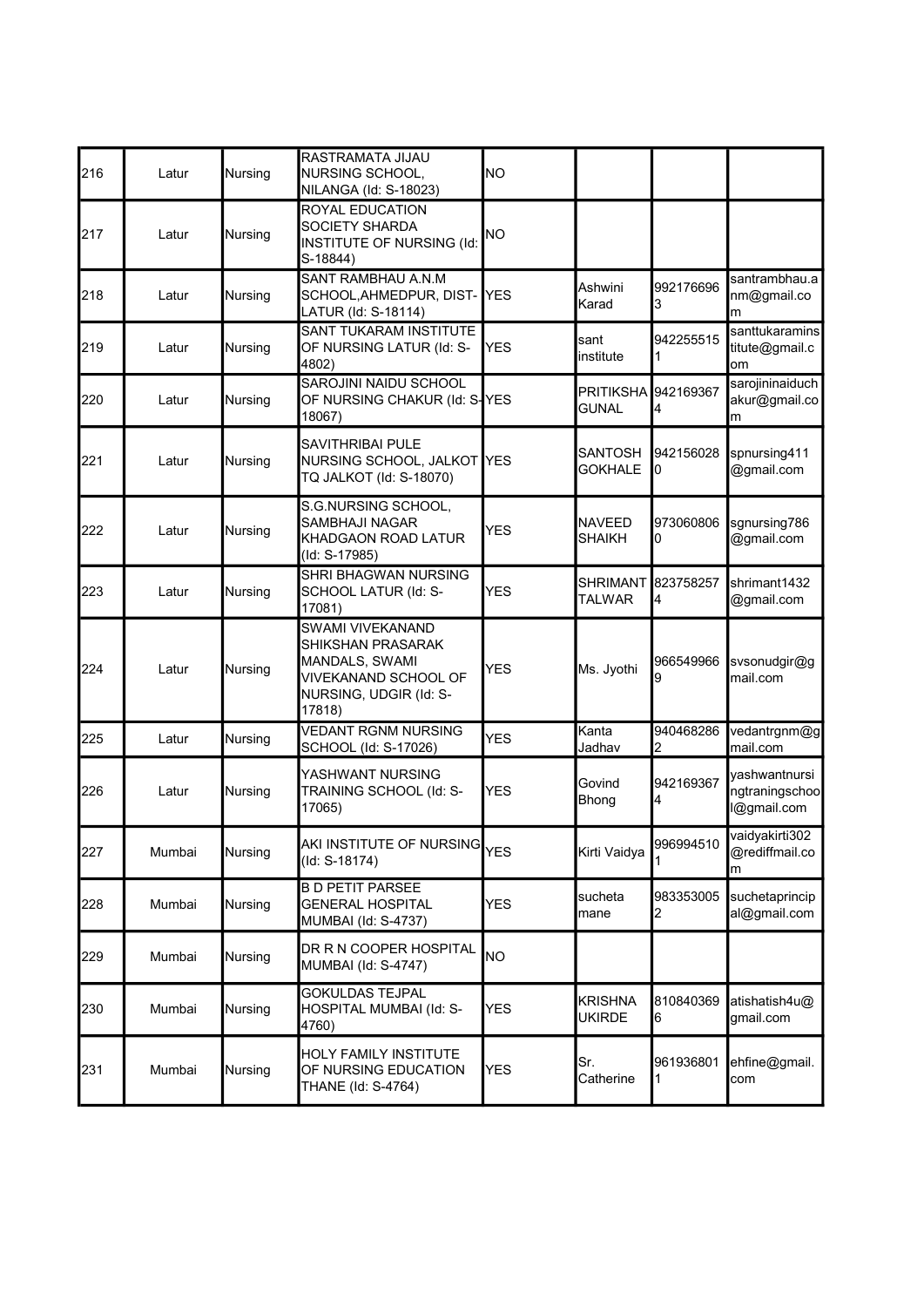| 216 | Latur | Nursing | RASTRAMATA JIJAU NURSING SCHOOL, NILANGA (Id: S-18023) | NO | | | |
|---|---|---|---|---|---|---|---|
| 217 | Latur | Nursing | ROYAL EDUCATION SOCIETY SHARDA INSTITUTE OF NURSING (Id: S-18844) | NO | | | |
| 218 | Latur | Nursing | SANT RAMBHAU A.N.M SCHOOL,AHMEDPUR, DIST-LATUR (Id: S-18114) | YES | Ashwini Karad | 9921766963 | santrambhau.anm@gmail.com |
| 219 | Latur | Nursing | SANT TUKARAM INSTITUTE OF NURSING LATUR (Id: S-4802) | YES | sant institute | 9422555151 | santtukaraminstitute@gmail.com |
| 220 | Latur | Nursing | SAROJINI NAIDU SCHOOL OF NURSING CHAKUR (Id: S-18067) | YES | PRITIKSHA GUNAL | 9421693674 | sarojininaiduchakur@gmail.com |
| 221 | Latur | Nursing | SAVITHRIBAI PULE NURSING SCHOOL, JALKOT TQ JALKOT (Id: S-18070) | YES | SANTOSH GOKHALE | 9421560280 | spnursing411@gmail.com |
| 222 | Latur | Nursing | S.G.NURSING SCHOOL, SAMBHAJI NAGAR KHADGAON ROAD LATUR (Id: S-17985) | YES | NAVEED SHAIKH | 9730608060 | sgnursing786@gmail.com |
| 223 | Latur | Nursing | SHRI BHAGWAN NURSING SCHOOL LATUR (Id: S-17081) | YES | SHRIMANT TALWAR | 8237582574 | shrimant1432@gmail.com |
| 224 | Latur | Nursing | SWAMI VIVEKANAND SHIKSHAN PRASARAK MANDALS, SWAMI VIVEKANAND SCHOOL OF NURSING, UDGIR (Id: S-17818) | YES | Ms. Jyothi | 9665499669 | svsonudgir@gmail.com |
| 225 | Latur | Nursing | VEDANT RGNM NURSING SCHOOL (Id: S-17026) | YES | Kanta Jadhav | 9404682862 | vedantrgnm@gmail.com |
| 226 | Latur | Nursing | YASHWANT NURSING TRAINING SCHOOL (Id: S-17065) | YES | Govind Bhong | 9421693674 | yashwantnursingtraningschool@gmail.com |
| 227 | Mumbai | Nursing | AKI INSTITUTE OF NURSING (Id: S-18174) | YES | Kirti Vaidya | 9969945101 | vaidyakirti302@rediffmail.com |
| 228 | Mumbai | Nursing | B D PETIT PARSEE GENERAL HOSPITAL MUMBAI (Id: S-4737) | YES | sucheta mane | 9833530052 | suchetaprincipal@gmail.com |
| 229 | Mumbai | Nursing | DR R N COOPER HOSPITAL MUMBAI (Id: S-4747) | NO | | | |
| 230 | Mumbai | Nursing | GOKULDAS TEJPAL HOSPITAL MUMBAI (Id: S-4760) | YES | KRISHNA UKIRDE | 8108403696 | atishatish4u@gmail.com |
| 231 | Mumbai | Nursing | HOLY FAMILY INSTITUTE OF NURSING EDUCATION THANE (Id: S-4764) | YES | Sr. Catherine | 9619368011 | ehfine@gmail.com |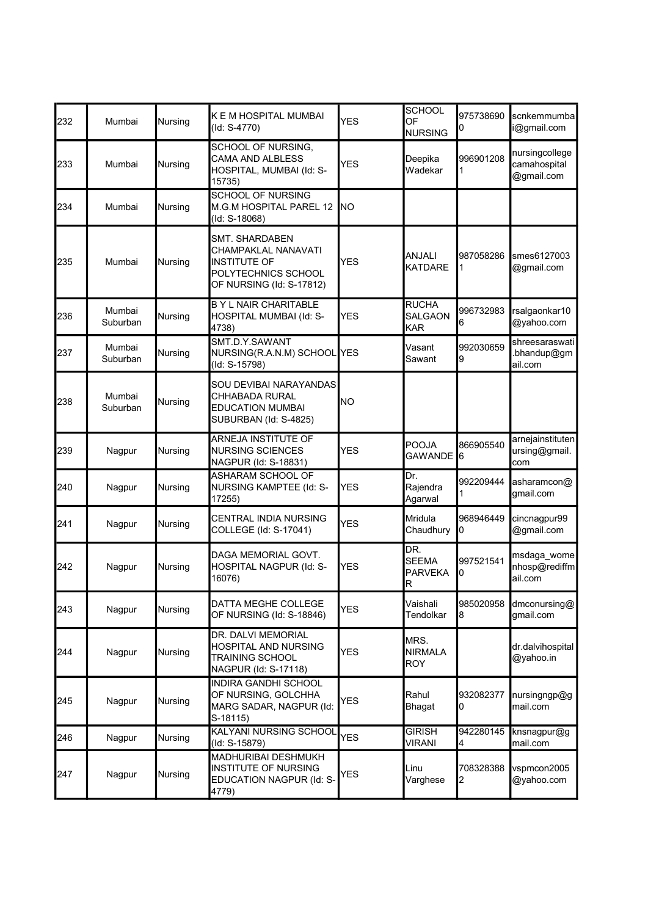| 232 | Mumbai | Nursing | K E M HOSPITAL MUMBAI (Id: S-4770) | YES | SCHOOL OF NURSING | 9757386900 | scnkemmumbai@gmail.com |
|---|---|---|---|---|---|---|---|
| 233 | Mumbai | Nursing | SCHOOL OF NURSING, CAMA AND ALBLESS HOSPITAL, MUMBAI (Id: S-15735) | YES | Deepika Wadekar | 9969012081 | nursingcollegecamahospital@gmail.com |
| 234 | Mumbai | Nursing | SCHOOL OF NURSING M.G.M HOSPITAL PAREL 12 (Id: S-18068) | NO | | | |
| 235 | Mumbai | Nursing | SMT. SHARDABEN CHAMPAKLAL NANAVATI INSTITUTE OF POLYTECHNICS SCHOOL OF NURSING (Id: S-17812) | YES | ANJALI KATDARE | 9870582861 | smes6127003@gmail.com |
| 236 | Mumbai Suburban | Nursing | B Y L NAIR CHARITABLE HOSPITAL MUMBAI (Id: S-4738) | YES | RUCHA SALGAONKAR | 9967329836 | rsalgaonkar10@yahoo.com |
| 237 | Mumbai Suburban | Nursing | SMT.D.Y.SAWANT NURSING(R.A.N.M) SCHOOL (Id: S-15798) | YES | Vasant Sawant | 9920306599 | shreesaraswati.bhandup@gmail.com |
| 238 | Mumbai Suburban | Nursing | SOU DEVIBAI NARAYANDAS CHHABADA RURAL EDUCATION MUMBAI SUBURBAN (Id: S-4825) | NO | | | |
| 239 | Nagpur | Nursing | ARNEJA INSTITUTE OF NURSING SCIENCES NAGPUR (Id: S-18831) | YES | POOJA GAWANDE | 8669055406 | arnejainstitutenursing@gmail.com |
| 240 | Nagpur | Nursing | ASHARAM SCHOOL OF NURSING KAMPTEE (Id: S-17255) | YES | Dr. Rajendra Agarwal | 9922094441 | asharamcon@gmail.com |
| 241 | Nagpur | Nursing | CENTRAL INDIA NURSING COLLEGE (Id: S-17041) | YES | Mridula Chaudhury | 9689464490 | cincnagpur99@gmail.com |
| 242 | Nagpur | Nursing | DAGA MEMORIAL GOVT. HOSPITAL NAGPUR (Id: S-16076) | YES | DR. SEEMA PARVEKAR | 9975215410 | msdaga_womenhosp@rediffmail.com |
| 243 | Nagpur | Nursing | DATTA MEGHE COLLEGE OF NURSING (Id: S-18846) | YES | Vaishali Tendolkar | 9850209588 | dmconursing@gmail.com |
| 244 | Nagpur | Nursing | DR. DALVI MEMORIAL HOSPITAL AND NURSING TRAINING SCHOOL NAGPUR (Id: S-17118) | YES | MRS. NIRMALA ROY | | dr.dalvihospital@yahoo.in |
| 245 | Nagpur | Nursing | INDIRA GANDHI SCHOOL OF NURSING, GOLCHHA MARG SADAR, NAGPUR (Id: S-18115) | YES | Rahul Bhagat | 9320823770 | nursingngp@gmail.com |
| 246 | Nagpur | Nursing | KALYANI NURSING SCHOOL (Id: S-15879) | YES | GIRISH VIRANI | 9422801454 | knsnagpur@gmail.com |
| 247 | Nagpur | Nursing | MADHURIBAI DESHMUKH INSTITUTE OF NURSING EDUCATION NAGPUR (Id: S-4779) | YES | Linu Varghese | 7083283882 | vspmcon2005@yahoo.com |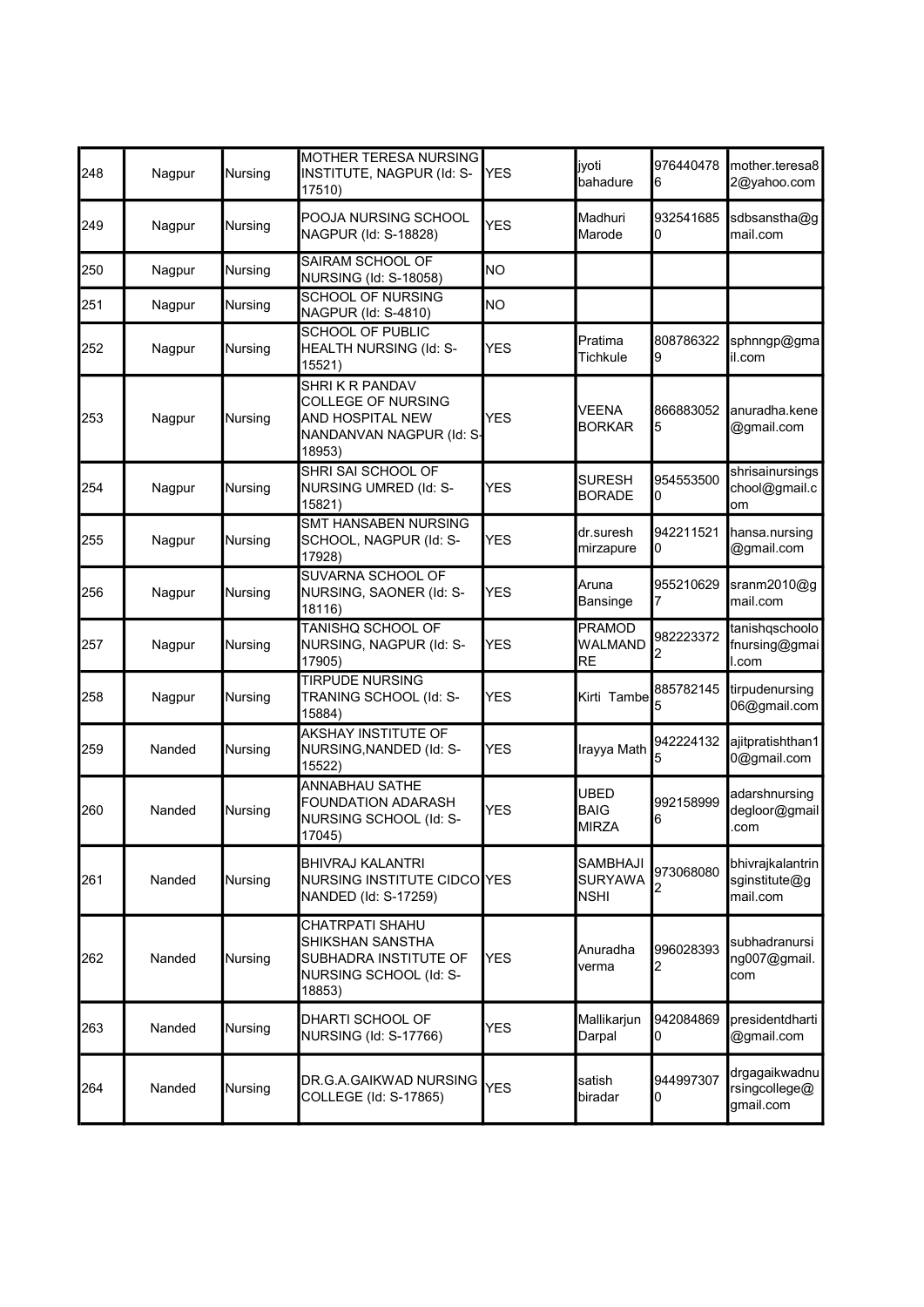| 248 | Nagpur | Nursing | MOTHER TERESA NURSING INSTITUTE, NAGPUR (Id: S-17510) | YES | jyoti bahadure | 9764404786 | mother.teresa82@yahoo.com |
|---|---|---|---|---|---|---|---|
| 249 | Nagpur | Nursing | POOJA NURSING SCHOOL NAGPUR (Id: S-18828) | YES | Madhuri Marode | 9325416850 | sdbsanstha@gmail.com |
| 250 | Nagpur | Nursing | SAIRAM SCHOOL OF NURSING (Id: S-18058) | NO | | | |
| 251 | Nagpur | Nursing | SCHOOL OF NURSING NAGPUR (Id: S-4810) | NO | | | |
| 252 | Nagpur | Nursing | SCHOOL OF PUBLIC HEALTH NURSING (Id: S-15521) | YES | Pratima Tichkule | 8087863229 | sphnngp@gmail.com |
| 253 | Nagpur | Nursing | SHRI K R PANDAV COLLEGE OF NURSING AND HOSPITAL NEW NANDANVAN NAGPUR (Id: S-18953) | YES | VEENA BORKAR | 8668830525 | anuradha.kene@gmail.com |
| 254 | Nagpur | Nursing | SHRI SAI SCHOOL OF NURSING UMRED (Id: S-15821) | YES | SURESH BORADE | 9545535000 | shrisainursingschool@gmail.com |
| 255 | Nagpur | Nursing | SMT HANSABEN NURSING SCHOOL, NAGPUR (Id: S-17928) | YES | dr.suresh mirzapure | 9422115210 | hansa.nursing@gmail.com |
| 256 | Nagpur | Nursing | SUVARNA SCHOOL OF NURSING, SAONER (Id: S-18116) | YES | Aruna Bansinge | 9552106297 | sranm2010@gmail.com |
| 257 | Nagpur | Nursing | TANISHQ SCHOOL OF NURSING, NAGPUR (Id: S-17905) | YES | PRAMOD WALMANDRE | 9822233722 | tanishqschoolofnursing@gmail.com |
| 258 | Nagpur | Nursing | TIRPUDE NURSING TRANING SCHOOL (Id: S-15884) | YES | Kirti Tambe | 8857821455 | tirpudenursing06@gmail.com |
| 259 | Nanded | Nursing | AKSHAY INSTITUTE OF NURSING,NANDED (Id: S-15522) | YES | Irayya Math | 9422241325 | ajitpratishthan10@gmail.com |
| 260 | Nanded | Nursing | ANNABHAU SATHE FOUNDATION ADARASH NURSING SCHOOL (Id: S-17045) | YES | UBED BAIG MIRZA | 9921589996 | adarshnursingdegloor@gmail.com |
| 261 | Nanded | Nursing | BHIVRAJ KALANTRI NURSING INSTITUTE CIDCO NANDED (Id: S-17259) | YES | SAMBHAJI SURYAWANSHI | 9730680802 | bhivrajkalantrinsginstitute@gmail.com |
| 262 | Nanded | Nursing | CHATRPATI SHAHU SHIKSHAN SANSTHA SUBHADRA INSTITUTE OF NURSING SCHOOL (Id: S-18853) | YES | Anuradha verma | 9960283932 | subhadranursing007@gmail.com |
| 263 | Nanded | Nursing | DHARTI SCHOOL OF NURSING (Id: S-17766) | YES | Mallikarjun Darpal | 9420848690 | presidentdharti@gmail.com |
| 264 | Nanded | Nursing | DR.G.A.GAIKWAD NURSING COLLEGE (Id: S-17865) | YES | satish biradar | 9449973070 | drgagaikwadnursingcollege@gmail.com |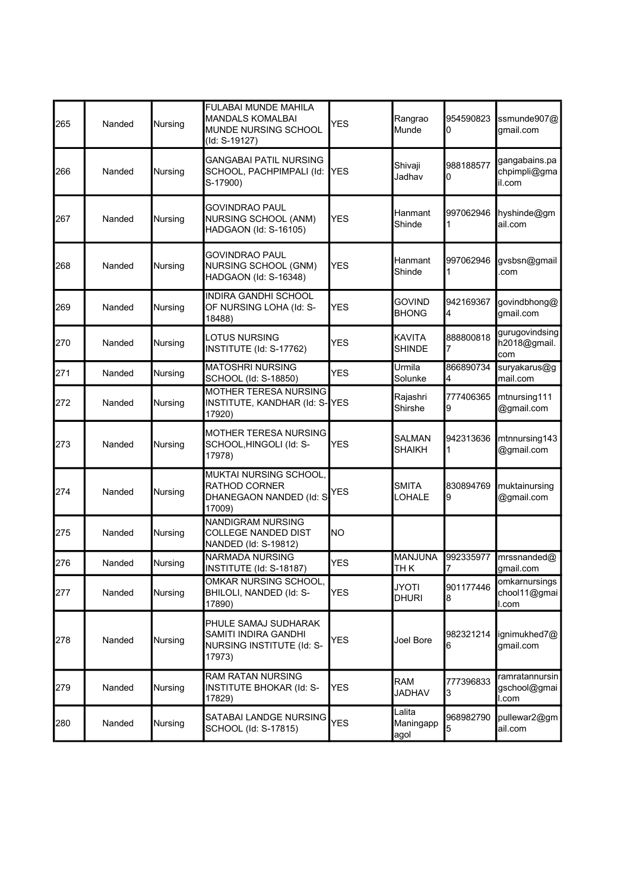| 265 | Nanded | Nursing | FULABAI MUNDE MAHILA MANDALS KOMALBAI MUNDE NURSING SCHOOL (Id: S-19127) | YES | Rangrao Munde | 9545908230 | ssmunde907@gmail.com |
|---|---|---|---|---|---|---|---|
| 266 | Nanded | Nursing | GANGABAI PATIL NURSING SCHOOL, PACHPIMPALI (Id: S-17900) | YES | Shivaji Jadhav | 9881885770 | gangabains.pachpimpli@gmail.com |
| 267 | Nanded | Nursing | GOVINDRAO PAUL NURSING SCHOOL (ANM) HADGAON (Id: S-16105) | YES | Hanmant Shinde | 9970629461 | hyshinde@gmail.com |
| 268 | Nanded | Nursing | GOVINDRAO PAUL NURSING SCHOOL (GNM) HADGAON (Id: S-16348) | YES | Hanmant Shinde | 9970629461 | gvsbsn@gmail.com |
| 269 | Nanded | Nursing | INDIRA GANDHI SCHOOL OF NURSING LOHA (Id: S-18488) | YES | GOVIND BHONG | 9421693674 | govindbhong@gmail.com |
| 270 | Nanded | Nursing | LOTUS NURSING INSTITUTE (Id: S-17762) | YES | KAVITA SHINDE | 8888008187 | gurugovindsingh2018@gmail.com |
| 271 | Nanded | Nursing | MATOSHRI NURSING SCHOOL (Id: S-18850) | YES | Urmila Solunke | 8668907344 | suryakarus@gmail.com |
| 272 | Nanded | Nursing | MOTHER TERESA NURSING INSTITUTE, KANDHAR (Id: S-17920) | YES | Rajashri Shirshe | 7774063659 | mtnursing111@gmail.com |
| 273 | Nanded | Nursing | MOTHER TERESA NURSING SCHOOL,HINGOLI (Id: S-17978) | YES | SALMAN SHAIKH | 9423136361 | mtnnursing143@gmail.com |
| 274 | Nanded | Nursing | MUKTAI NURSING SCHOOL, RATHOD CORNER DHANEGAON NANDED (Id: S-17009) | YES | SMITA LOHALE | 8308947699 | muktainursing@gmail.com |
| 275 | Nanded | Nursing | NANDIGRAM NURSING COLLEGE NANDED DIST NANDED (Id: S-19812) | NO | | | |
| 276 | Nanded | Nursing | NARMADA NURSING INSTITUTE (Id: S-18187) | YES | MANJUNATH K | 9923359777 | mrssnanded@gmail.com |
| 277 | Nanded | Nursing | OMKAR NURSING SCHOOL, BHILOLI, NANDED (Id: S-17890) | YES | JYOTI DHURI | 9011774468 | omkarnursingschool11@gmail.com |
| 278 | Nanded | Nursing | PHULE SAMAJ SUDHARAK SAMITI INDIRA GANDHI NURSING INSTITUTE (Id: S-17973) | YES | Joel Bore | 9823212146 | ignimukhed7@gmail.com |
| 279 | Nanded | Nursing | RAM RATAN NURSING INSTITUTE BHOKAR (Id: S-17829) | YES | RAM JADHAV | 7773968333 | ramratannursingschool@gmail.com |
| 280 | Nanded | Nursing | SATABAI LANDGE NURSING SCHOOL (Id: S-17815) | YES | Lalita Maningappagol | 9689827905 | pullewar2@gmail.com |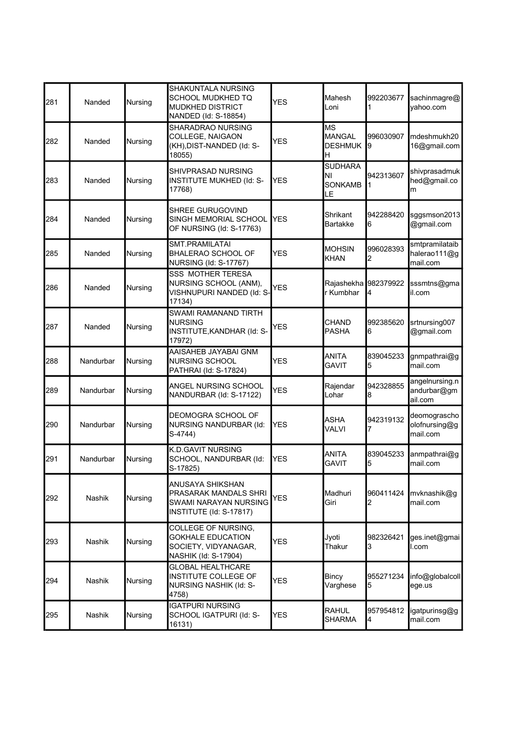| 281 | Nanded | Nursing | SHAKUNTALA NURSING SCHOOL MUDKHED TQ MUDKHED DISTRICT NANDED (Id: S-18854) | YES | Mahesh Loni | 9922036771 | sachinmagre@yahoo.com |
|---|---|---|---|---|---|---|---|
| 282 | Nanded | Nursing | SHARADRAO NURSING COLLEGE, NAIGAON (KH),DIST-NANDED (Id: S-18055) | YES | MS MANGAL DESHMUKH | 9960309079 | mdeshmukh2016@gmail.com |
| 283 | Nanded | Nursing | SHIVPRASAD NURSING INSTITUTE MUKHED (Id: S-17768) | YES | SUDHARANI SONKAMBLE | 9423136071 | shivprasadmukhed@gmail.com |
| 284 | Nanded | Nursing | SHREE GURUGOVIND SINGH MEMORIAL SCHOOL OF NURSING (Id: S-17763) | YES | Shrikant Bartakke | 9422884206 | sggsmson2013@gmail.com |
| 285 | Nanded | Nursing | SMT.PRAMILATAI BHALERAO SCHOOL OF NURSING (Id: S-17767) | YES | MOHSIN KHAN | 9960283932 | smtpramilataibhalerao111@gmail.com |
| 286 | Nanded | Nursing | SSS MOTHER TERESA NURSING SCHOOL (ANM), VISHNUPURI NANDED (Id: S-17134) | YES | Rajashekhar Kumbhar | 9823799224 | sssmtns@gmail.com |
| 287 | Nanded | Nursing | SWAMI RAMANAND TIRTH NURSING INSTITUTE,KANDHAR (Id: S-17972) | YES | CHAND PASHA | 9923856206 | srtnursing007@gmail.com |
| 288 | Nandurbar | Nursing | AAISAHEB JAYABAI GNM NURSING SCHOOL PATHRAI (Id: S-17824) | YES | ANITA GAVIT | 8390452335 | gnmpathrai@gmail.com |
| 289 | Nandurbar | Nursing | ANGEL NURSING SCHOOL NANDURBAR (Id: S-17122) | YES | Rajendar Lohar | 9423288558 | angelnursing.nandurbar@gmail.com |
| 290 | Nandurbar | Nursing | DEOMOGRA SCHOOL OF NURSING NANDURBAR (Id: S-4744) | YES | ASHA VALVI | 9423191327 | deomograschoolofnursing@gmail.com |
| 291 | Nandurbar | Nursing | K.D.GAVIT NURSING SCHOOL, NANDURBAR (Id: S-17825) | YES | ANITA GAVIT | 8390452335 | anmpathrai@gmail.com |
| 292 | Nashik | Nursing | ANUSAYA SHIKSHAN PRASARAK MANDALS SHRI SWAMI NARAYAN NURSING INSTITUTE (Id: S-17817) | YES | Madhuri Giri | 9604114242 | mvknashik@gmail.com |
| 293 | Nashik | Nursing | COLLEGE OF NURSING, GOKHALE EDUCATION SOCIETY, VIDYANAGAR, NASHIK (Id: S-17904) | YES | Jyoti Thakur | 9823264213 | ges.inet@gmail.com |
| 294 | Nashik | Nursing | GLOBAL HEALTHCARE INSTITUTE COLLEGE OF NURSING NASHIK (Id: S-4758) | YES | Bincy Varghese | 9552712345 | info@globalcollege.us |
| 295 | Nashik | Nursing | IGATPURI NURSING SCHOOL IGATPURI (Id: S-16131) | YES | RAHUL SHARMA | 9579548124 | igatpurinsg@gmail.com |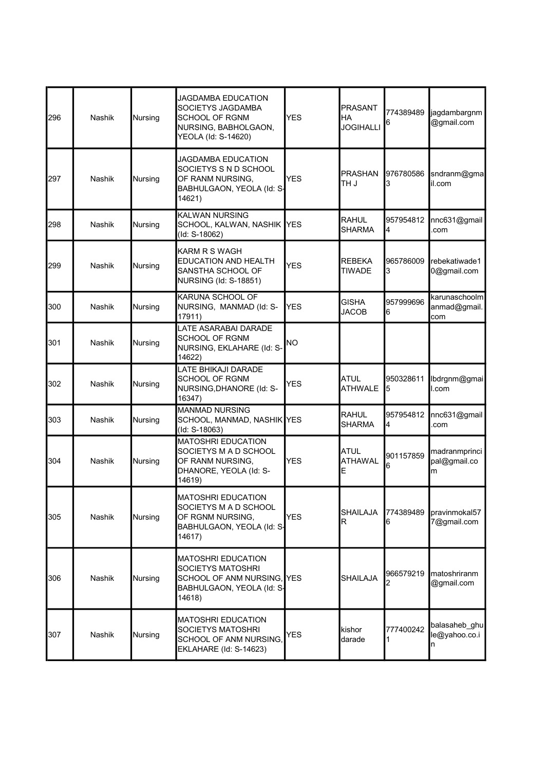| | | | | | | | |
|---|---|---|---|---|---|---|---|
| 296 | Nashik | Nursing | JAGDAMBA EDUCATION SOCIETYS JAGDAMBA SCHOOL OF RGNM NURSING, BABHOLGAON, YEOLA (Id: S-14620) | YES | PRASANTHA JOGIHALLI | 7743894896 | jagdambargnm@gmail.com |
| 297 | Nashik | Nursing | JAGDAMBA EDUCATION SOCIETYS S N D SCHOOL OF RANM NURSING, BABHULGAON, YEOLA (Id: S-14621) | YES | PRASHANTH J | 9767805863 | sndranm@gmail.com |
| 298 | Nashik | Nursing | KALWAN NURSING SCHOOL, KALWAN, NASHIK (Id: S-18062) | YES | RAHUL SHARMA | 9579548124 | nnc631@gmail.com |
| 299 | Nashik | Nursing | KARM R S WAGH EDUCATION AND HEALTH SANSTHA SCHOOL OF NURSING (Id: S-18851) | YES | REBEKA TIWADE | 9657860093 | rebekatiwade10@gmail.com |
| 300 | Nashik | Nursing | KARUNA SCHOOL OF NURSING, MANMAD (Id: S-17911) | YES | GISHA JACOB | 9579996966 | karunaschoolmanmad@gmail.com |
| 301 | Nashik | Nursing | LATE ASARABAI DARADE SCHOOL OF RGNM NURSING, EKLAHARE (Id: S-14622) | NO | | | |
| 302 | Nashik | Nursing | LATE BHIKAJI DARADE SCHOOL OF RGNM NURSING,DHANORE (Id: S-16347) | YES | ATUL ATHWALE | 9503286115 | lbdrgnm@gmail.com |
| 303 | Nashik | Nursing | MANMAD NURSING SCHOOL, MANMAD, NASHIK (Id: S-18063) | YES | RAHUL SHARMA | 9579548124 | nnc631@gmail.com |
| 304 | Nashik | Nursing | MATOSHRI EDUCATION SOCIETYS M A D SCHOOL OF RANM NURSING, DHANORE, YEOLA (Id: S-14619) | YES | ATUL ATHAWALE | 9011578596 | madranmprincipal@gmail.com |
| 305 | Nashik | Nursing | MATOSHRI EDUCATION SOCIETYS M A D SCHOOL OF RGNM NURSING, BABHULGAON, YEOLA (Id: S-14617) | YES | SHAILAJA R | 7743894896 | pravinmokal577@gmail.com |
| 306 | Nashik | Nursing | MATOSHRI EDUCATION SOCIETYS MATOSHRI SCHOOL OF ANM NURSING, BABHULGAON, YEOLA (Id: S-14618) | YES | SHAILAJA | 9665792192 | matoshriranm@gmail.com |
| 307 | Nashik | Nursing | MATOSHRI EDUCATION SOCIETYS MATOSHRI SCHOOL OF ANM NURSING, EKLAHARE (Id: S-14623) | YES | kishor darade | 7774002421 | balasaheb_ghule@yahoo.co.in |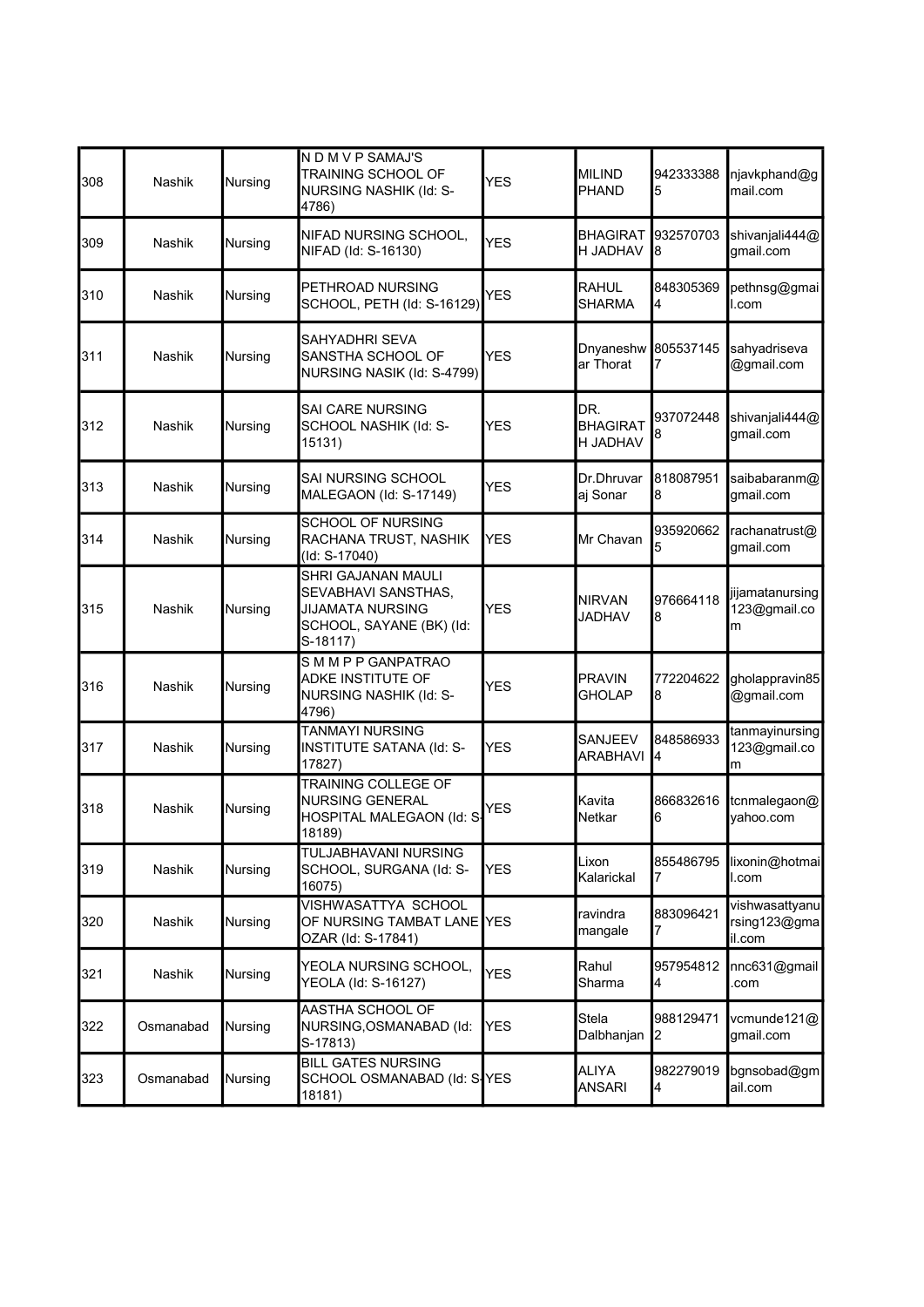| 308 | Nashik | Nursing | N D M V P SAMAJ'S TRAINING SCHOOL OF NURSING NASHIK (Id: S-4786) | YES | MILIND PHAND | 9423333885 | njavkphand@gmail.com |
|---|---|---|---|---|---|---|---|
| 309 | Nashik | Nursing | NIFAD NURSING SCHOOL, NIFAD (Id: S-16130) | YES | BHAGIRATH JADHAV | 9325707038 | shivanjali444@gmail.com |
| 310 | Nashik | Nursing | PETHROAD NURSING SCHOOL, PETH (Id: S-16129) | YES | RAHUL SHARMA | 8483053694 | pethnsg@gmail.com |
| 311 | Nashik | Nursing | SAHYADHRI SEVA SANSTHA SCHOOL OF NURSING NASIK (Id: S-4799) | YES | Dnyaneshwar Thorat | 8055371457 | sahyadriseva@gmail.com |
| 312 | Nashik | Nursing | SAI CARE NURSING SCHOOL NASHIK (Id: S-15131) | YES | DR. BHAGIRATH JADHAV | 9370724488 | shivanjali444@gmail.com |
| 313 | Nashik | Nursing | SAI NURSING SCHOOL MALEGAON (Id: S-17149) | YES | Dr.Dhruvaraj Sonar | 8180879518 | saibabaranm@gmail.com |
| 314 | Nashik | Nursing | SCHOOL OF NURSING RACHANA TRUST, NASHIK (Id: S-17040) | YES | Mr Chavan | 9359206625 | rachanatrust@gmail.com |
| 315 | Nashik | Nursing | SHRI GAJANAN MAULI SEVABHAVI SANSTHAS, JIJAMATA NURSING SCHOOL, SAYANE (BK) (Id: S-18117) | YES | NIRVAN JADHAV | 9766641188 | jijamatanursing123@gmail.com |
| 316 | Nashik | Nursing | S M M P P GANPATRAO ADKE INSTITUTE OF NURSING NASHIK (Id: S-4796) | YES | PRAVIN GHOLAP | 7722046228 | gholappravin85@gmail.com |
| 317 | Nashik | Nursing | TANMAYI NURSING INSTITUTE SATANA (Id: S-17827) | YES | SANJEEV ARABHAVI | 8485869334 | tanmayinursing123@gmail.com |
| 318 | Nashik | Nursing | TRAINING COLLEGE OF NURSING GENERAL HOSPITAL MALEGAON (Id: S-18189) | YES | Kavita Netkar | 8668326166 | tcnmalegaon@yahoo.com |
| 319 | Nashik | Nursing | TULJABHAVANI NURSING SCHOOL, SURGANA (Id: S-16075) | YES | Lixon Kalarickal | 8554867957 | lixonin@hotmail.com |
| 320 | Nashik | Nursing | VISHWASATTYA SCHOOL OF NURSING TAMBAT LANE OZAR (Id: S-17841) | YES | ravindra mangale | 8830964217 | vishwasattyanursing123@gmail.com |
| 321 | Nashik | Nursing | YEOLA NURSING SCHOOL, YEOLA (Id: S-16127) | YES | Rahul Sharma | 9579548124 | nnc631@gmail.com |
| 322 | Osmanabad | Nursing | AASTHA SCHOOL OF NURSING,OSMANABAD (Id: S-17813) | YES | Stela Dalbhanjan | 9881294712 | vcmunde121@gmail.com |
| 323 | Osmanabad | Nursing | BILL GATES NURSING SCHOOL OSMANABAD (Id: S-18181) | YES | ALIYA ANSARI | 9822790194 | bgnsobad@gmail.com |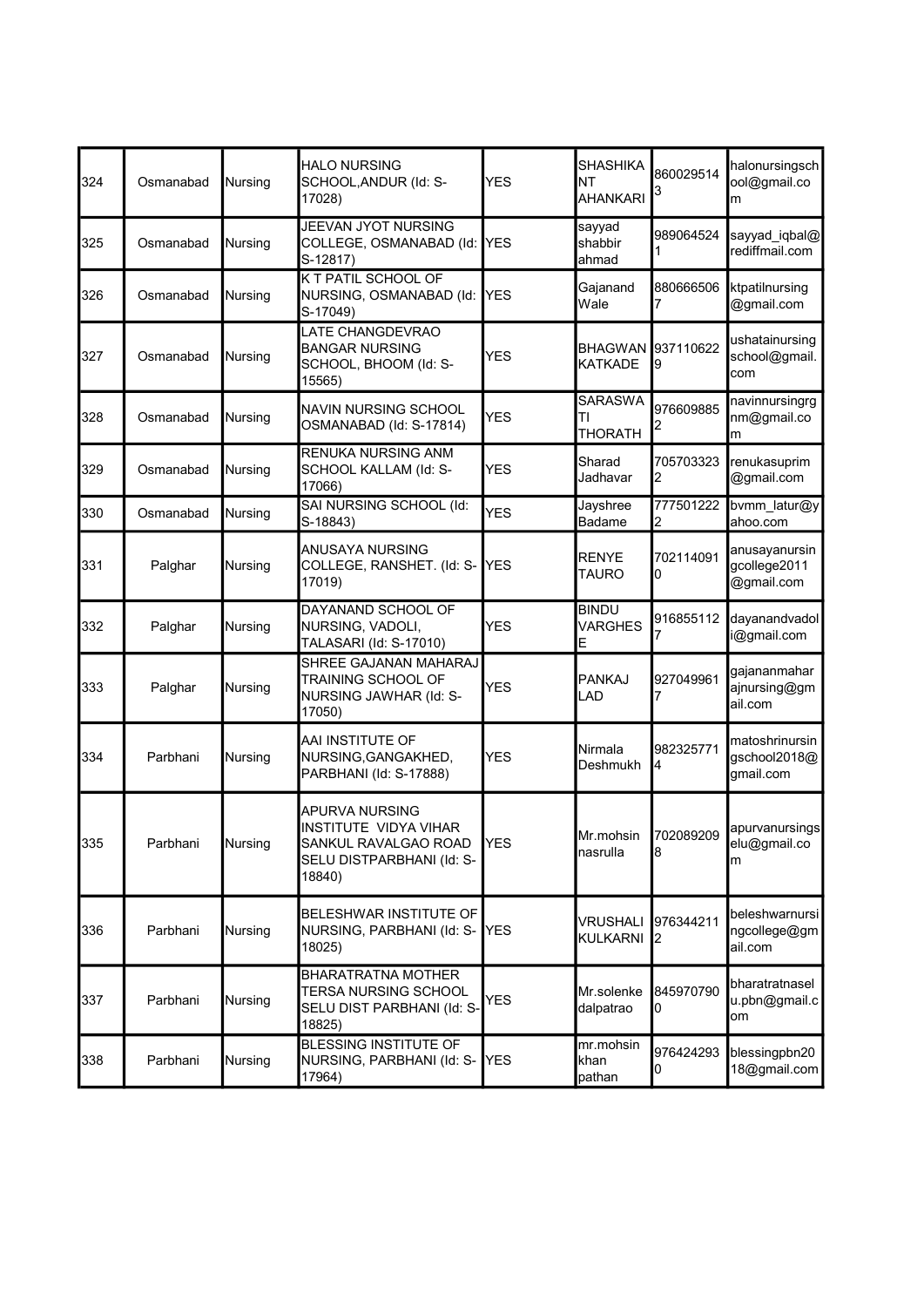| 324 | Osmanabad | Nursing | HALO NURSING SCHOOL,ANDUR (Id: S-17028) | YES | SHASHIKANT AHANKARI | 8600295143 | halonursingschool@gmail.com |
|---|---|---|---|---|---|---|---|
| 325 | Osmanabad | Nursing | JEEVAN JYOT NURSING COLLEGE, OSMANABAD (Id: S-12817) | YES | sayyad shabbir ahmad | 9890645241 | sayyad_iqbal@rediffmail.com |
| 326 | Osmanabad | Nursing | K T PATIL SCHOOL OF NURSING, OSMANABAD (Id: S-17049) | YES | Gajanand Wale | 8806665067 | ktpatilnursing@gmail.com |
| 327 | Osmanabad | Nursing | LATE CHANGDEVRAO BANGAR NURSING SCHOOL, BHOOM (Id: S-15565) | YES | BHAGWAN KATKADE | 9371106229 | ushatainursingschool@gmail.com |
| 328 | Osmanabad | Nursing | NAVIN NURSING SCHOOL OSMANABAD (Id: S-17814) | YES | SARASWATI THORATH | 9766098852 | navinnursingrgnm@gmail.com |
| 329 | Osmanabad | Nursing | RENUKA NURSING ANM SCHOOL KALLAM (Id: S-17066) | YES | Sharad Jadhavar | 7057033232 | renukasuprim@gmail.com |
| 330 | Osmanabad | Nursing | SAI NURSING SCHOOL (Id: S-18843) | YES | Jayshree Badame | 7775012222 | bvmm_latur@yahoo.com |
| 331 | Palghar | Nursing | ANUSAYA NURSING COLLEGE, RANSHET. (Id: S-17019) | YES | RENYE TAURO | 7021140910 | anusayanursingcollege2011@gmail.com |
| 332 | Palghar | Nursing | DAYANAND SCHOOL OF NURSING, VADOLI, TALASARI (Id: S-17010) | YES | BINDU VARGHESE | 9168551127 | dayanandvadoli@gmail.com |
| 333 | Palghar | Nursing | SHREE GAJANAN MAHARAJ TRAINING SCHOOL OF NURSING JAWHAR (Id: S-17050) | YES | PANKAJ LAD | 9270499617 | gajananmaharajnursing@gmail.com |
| 334 | Parbhani | Nursing | AAI INSTITUTE OF NURSING,GANGAKHED, PARBHANI (Id: S-17888) | YES | Nirmala Deshmukh | 9823257714 | matoshrinursingschool2018@gmail.com |
| 335 | Parbhani | Nursing | APURVA NURSING INSTITUTE VIDYA VIHAR SANKUL RAVALGAO ROAD SELU DISTPARBHANI (Id: S-18840) | YES | Mr.mohsin nasrulla | 7020892098 | apurvanursingselu@gmail.com |
| 336 | Parbhani | Nursing | BELESHWAR INSTITUTE OF NURSING, PARBHANI (Id: S-18025) | YES | VRUSHALI KULKARNI | 9763442112 | beleshwarnursingcollege@gmail.com |
| 337 | Parbhani | Nursing | BHARATRATNA MOTHER TERSA NURSING SCHOOL SELU DIST PARBHANI (Id: S-18825) | YES | Mr.solenke dalpatrao | 8459707900 | bharatratnaselu.pbn@gmail.com |
| 338 | Parbhani | Nursing | BLESSING INSTITUTE OF NURSING, PARBHANI (Id: S-17964) | YES | mr.mohsin khan pathan | 9764242930 | blessingpbn2018@gmail.com |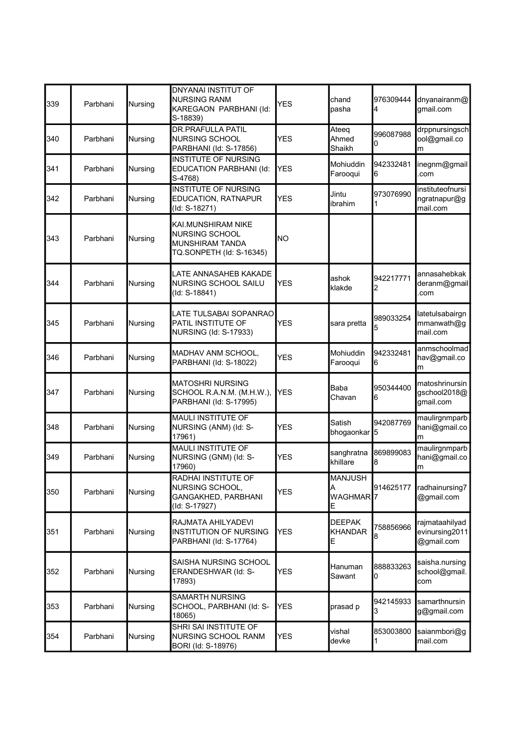| 339 | Parbhani | Nursing | DNYANAI INSTITUT OF NURSING RANM KAREGAON PARBHANI (Id: S-18839) | YES | chand pasha | 9763094444 | dnyanairanm@gmail.com |
|---|---|---|---|---|---|---|---|
| 340 | Parbhani | Nursing | DR.PRAFULLA PATIL NURSING SCHOOL PARBHANI (Id: S-17856) | YES | Ateeq Ahmed Shaikh | 9960879880 | drppnursingschool@gmail.com |
| 341 | Parbhani | Nursing | INSTITUTE OF NURSING EDUCATION PARBHANI (Id: S-4768) | YES | Mohiuddin Farooqui | 9423324816 | inegnm@gmail.com |
| 342 | Parbhani | Nursing | INSTITUTE OF NURSING EDUCATION, RATNAPUR (Id: S-18271) | YES | Jintu ibrahim | 9730769901 | instituteofnursingratnapur@gmail.com |
| 343 | Parbhani | Nursing | KAI.MUNSHIRAM NIKE NURSING SCHOOL MUNSHIRAM TANDA TQ.SONPETH (Id: S-16345) | NO | | | |
| 344 | Parbhani | Nursing | LATE ANNASAHEB KAKADE NURSING SCHOOL SAILU (Id: S-18841) | YES | ashok klakde | 9422177712 | annasahebkakderanm@gmail.com |
| 345 | Parbhani | Nursing | LATE TULSABAI SOPANRAO PATIL INSTITUTE OF NURSING (Id: S-17933) | YES | sara pretta | 9890332545 | latetulsabairgnmmanwath@gmail.com |
| 346 | Parbhani | Nursing | MADHAV ANM SCHOOL, PARBHANI (Id: S-18022) | YES | Mohiuddin Farooqui | 9423324816 | anmschoolmadhav@gmail.com |
| 347 | Parbhani | Nursing | MATOSHRI NURSING SCHOOL R.A.N.M. (M.H.W.), PARBHANI (Id: S-17995) | YES | Baba Chavan | 9503444006 | matoshrinursingschool2018@gmail.com |
| 348 | Parbhani | Nursing | MAULI INSTITUTE OF NURSING (ANM) (Id: S-17961) | YES | Satish bhogaonkar | 9420877695 | maulirgnmparbhani@gmail.com |
| 349 | Parbhani | Nursing | MAULI INSTITUTE OF NURSING (GNM) (Id: S-17960) | YES | sanghratna khillare | 8698990838 | maulirgnmparbhani@gmail.com |
| 350 | Parbhani | Nursing | RADHAI INSTITUTE OF NURSING SCHOOL, GANGAKHED, PARBHANI (Id: S-17927) | YES | MANJUSHA WAGHMARE | 9146251777 | radhainursing7@gmail.com |
| 351 | Parbhani | Nursing | RAJMATA AHILYADEVI INSTITUTION OF NURSING PARBHANI (Id: S-17764) | YES | DEEPAK KHANDARE | 7588569668 | rajmataahilyadevinursing2011@gmail.com |
| 352 | Parbhani | Nursing | SAISHA NURSING SCHOOL ERANDESHWAR (Id: S-17893) | YES | Hanuman Sawant | 8888332630 | saisha.nursingschool@gmail.com |
| 353 | Parbhani | Nursing | SAMARTH NURSING SCHOOL, PARBHANI (Id: S-18065) | YES | prasad p | 9421459333 | samarthnursing@gmail.com |
| 354 | Parbhani | Nursing | SHRI SAI INSTITUTE OF NURSING SCHOOL RANM BORI (Id: S-18976) | YES | vishal devke | 8530038001 | saianmbori@gmail.com |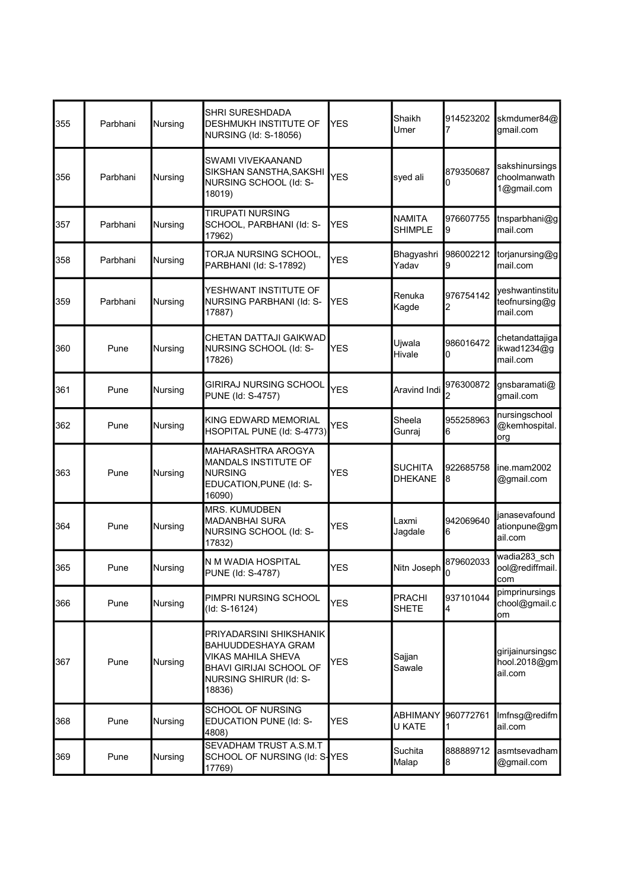| 355 | Parbhani | Nursing | SHRI SURESHDADA DESHMUKH INSTITUTE OF NURSING (Id: S-18056) | YES | Shaikh Umer | 9145232027 | skmdumer84@gmail.com |
|---|---|---|---|---|---|---|---|
| 356 | Parbhani | Nursing | SWAMI VIVEKAANAND SIKSHAN SANSTHA,SAKSHI NURSING SCHOOL (Id: S-18019) | YES | syed ali | 8793506870 | sakshinursingschoolmanwath1@gmail.com |
| 357 | Parbhani | Nursing | TIRUPATI NURSING SCHOOL, PARBHANI (Id: S-17962) | YES | NAMITA SHIMPLE | 9766077559 | tnsparbhani@gmail.com |
| 358 | Parbhani | Nursing | TORJA NURSING SCHOOL, PARBHANI (Id: S-17892) | YES | Bhagyashri Yadav | 9860022129 | torjanursing@gmail.com |
| 359 | Parbhani | Nursing | YESHWANT INSTITUTE OF NURSING PARBHANI (Id: S-17887) | YES | Renuka Kagde | 9767541422 | yeshwantinstituteofnursing@gmail.com |
| 360 | Pune | Nursing | CHETAN DATTAJI GAIKWAD NURSING SCHOOL (Id: S-17826) | YES | Ujwala Hivale | 9860164720 | chetandattajigaikwad1234@gmail.com |
| 361 | Pune | Nursing | GIRIRAJ NURSING SCHOOL PUNE (Id: S-4757) | YES | Aravind Indi | 9763008722 | gnsbaramati@gmail.com |
| 362 | Pune | Nursing | KING EDWARD MEMORIAL HSOPITAL PUNE (Id: S-4773) | YES | Sheela Gunraj | 9552589636 | nursingschool@kemhospital.org |
| 363 | Pune | Nursing | MAHARASHTRA AROGYA MANDALS INSTITUTE OF NURSING EDUCATION,PUNE (Id: S-16090) | YES | SUCHITA DHEKANE | 9226857588 | ine.mam2002@gmail.com |
| 364 | Pune | Nursing | MRS. KUMUDBEN MADANBHAI SURA NURSING SCHOOL (Id: S-17832) | YES | Laxmi Jagdale | 9420696406 | janasevafoundationpune@gmail.com |
| 365 | Pune | Nursing | N M WADIA HOSPITAL PUNE (Id: S-4787) | YES | Nitn Joseph | 8796020330 | wadia283_school@rediffmail.com |
| 366 | Pune | Nursing | PIMPRI NURSING SCHOOL (Id: S-16124) | YES | PRACHI SHETE | 9371010444 | pimprinursingschool@gmail.com |
| 367 | Pune | Nursing | PRIYADARSINI SHIKSHANIK BAHUUDDESHAYA GRAM VIKAS MAHILA SHEVA BHAVI GIRIJAI SCHOOL OF NURSING SHIRUR (Id: S-18836) | YES | Sajjan Sawale | | girijainursingschool.2018@gmail.com |
| 368 | Pune | Nursing | SCHOOL OF NURSING EDUCATION PUNE (Id: S-4808) | YES | ABHIMANYU KATE | 9607727611 | lmfnsg@rediffmail.com |
| 369 | Pune | Nursing | SEVADHAM TRUST A.S.M.T SCHOOL OF NURSING (Id: S-17769) | YES | Suchita Malap | 8888897128 | asmtsevadham@gmail.com |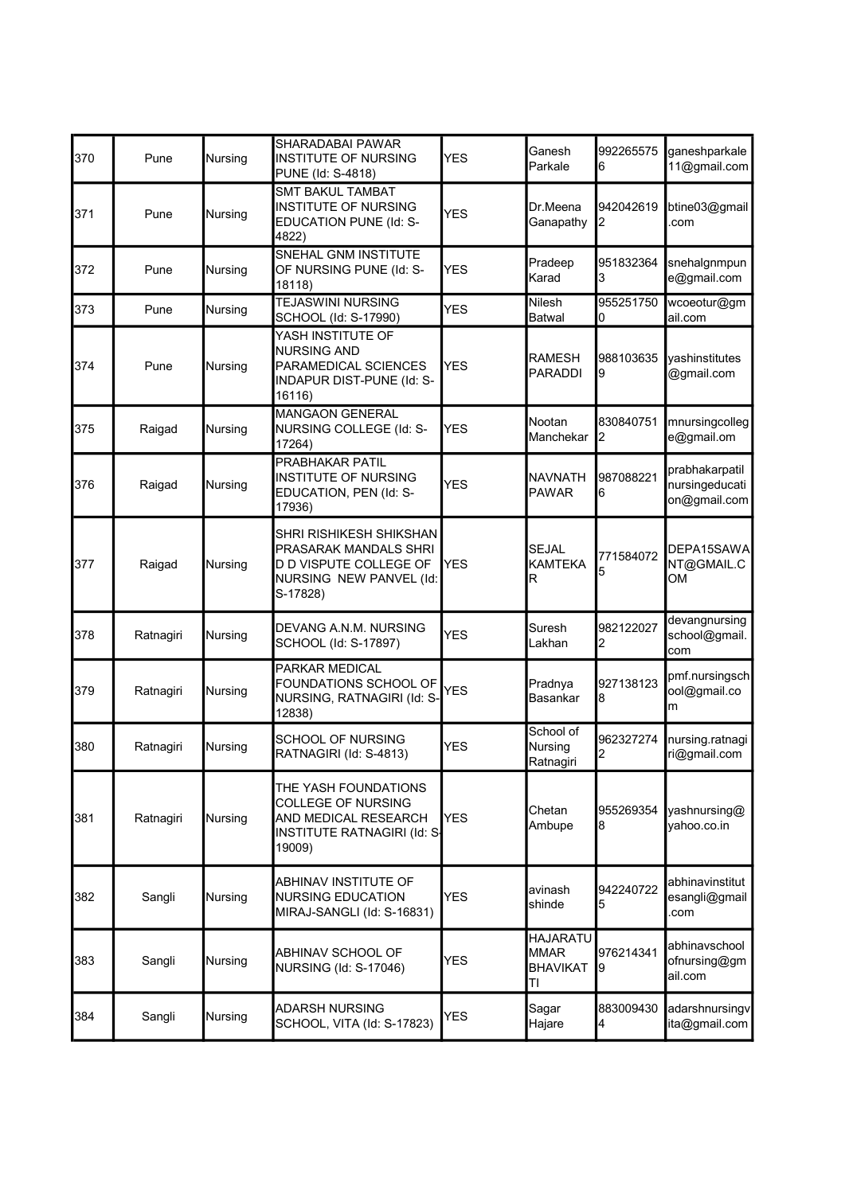| | | | | | | | |
|---|---|---|---|---|---|---|---|
| 370 | Pune | Nursing | SHARADABAI PAWAR INSTITUTE OF NURSING PUNE (Id: S-4818) | YES | Ganesh Parkale | 9922655756 | ganeshparkale11@gmail.com |
| 371 | Pune | Nursing | SMT BAKUL TAMBAT INSTITUTE OF NURSING EDUCATION PUNE (Id: S-4822) | YES | Dr.Meena Ganapathy | 9420426192 | btine03@gmail.com |
| 372 | Pune | Nursing | SNEHAL GNM INSTITUTE OF NURSING PUNE (Id: S-18118) | YES | Pradeep Karad | 9518323643 | snehalgnmpune@gmail.com |
| 373 | Pune | Nursing | TEJASWINI NURSING SCHOOL (Id: S-17990) | YES | Nilesh Batwal | 9552517500 | wcoeotur@gmail.com |
| 374 | Pune | Nursing | YASH INSTITUTE OF NURSING AND PARAMEDICAL SCIENCES INDAPUR DIST-PUNE (Id: S-16116) | YES | RAMESH PARADDI | 9881036359 | yashinstitutes@gmail.com |
| 375 | Raigad | Nursing | MANGAON GENERAL NURSING COLLEGE (Id: S-17264) | YES | Nootan Manchekar | 8308407512 | mnursingcollege@gmail.om |
| 376 | Raigad | Nursing | PRABHAKAR PATIL INSTITUTE OF NURSING EDUCATION, PEN (Id: S-17936) | YES | NAVNATH PAWAR | 9870882216 | prabhakarpatilnursingeducation@gmail.com |
| 377 | Raigad | Nursing | SHRI RISHIKESH SHIKSHAN PRASARAK MANDALS SHRI D D VISPUTE COLLEGE OF NURSING NEW PANVEL (Id: S-17828) | YES | SEJAL KAMTEKAR | 7715840725 | DEPA15SAWANT@GMAIL.COM |
| 378 | Ratnagiri | Nursing | DEVANG A.N.M. NURSING SCHOOL (Id: S-17897) | YES | Suresh Lakhan | 9821220272 | devangnursingschool@gmail.com |
| 379 | Ratnagiri | Nursing | PARKAR MEDICAL FOUNDATIONS SCHOOL OF NURSING, RATNAGIRI (Id: S-12838) | YES | Pradnya Basankar | 9271381238 | pmf.nursingschool@gmail.com |
| 380 | Ratnagiri | Nursing | SCHOOL OF NURSING RATNAGIRI (Id: S-4813) | YES | School of Nursing Ratnagiri | 9623272742 | nursing.ratnagiri@gmail.com |
| 381 | Ratnagiri | Nursing | THE YASH FOUNDATIONS COLLEGE OF NURSING AND MEDICAL RESEARCH INSTITUTE RATNAGIRI (Id: S-19009) | YES | Chetan Ambupe | 9552693548 | yashnursing@yahoo.co.in |
| 382 | Sangli | Nursing | ABHINAV INSTITUTE OF NURSING EDUCATION MIRAJ-SANGLI (Id: S-16831) | YES | avinash shinde | 9422407225 | abhinavinstitutesangli@gmail.com |
| 383 | Sangli | Nursing | ABHINAV SCHOOL OF NURSING (Id: S-17046) | YES | HAJARATUMMAR BHAVIKATTI | 9762143419 | abhinavschoolofnursing@gmail.com |
| 384 | Sangli | Nursing | ADARSH NURSING SCHOOL, VITA (Id: S-17823) | YES | Sagar Hajare | 8830094304 | adarshnursingvita@gmail.com |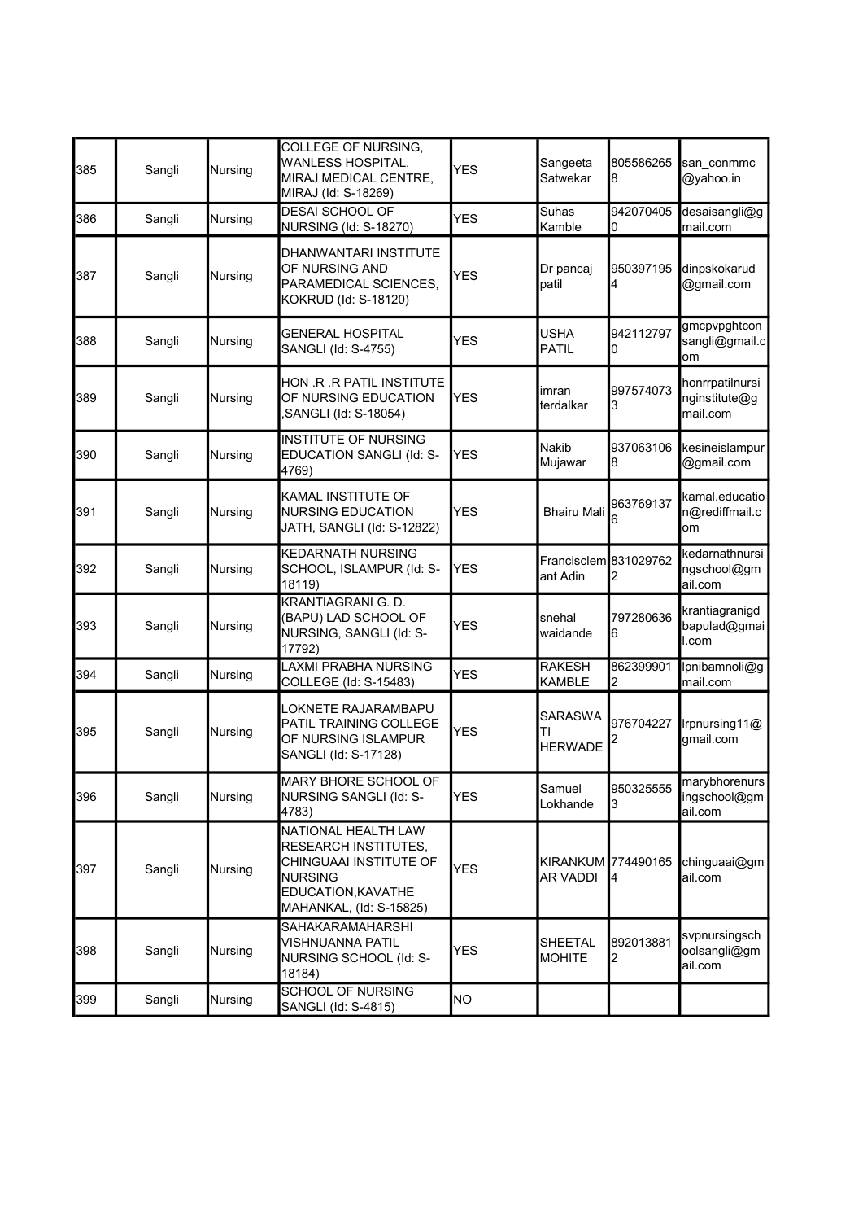| 385 | Sangli | Nursing | COLLEGE OF NURSING, WANLESS HOSPITAL, MIRAJ MEDICAL CENTRE, MIRAJ (Id: S-18269) | YES | Sangeeta Satwekar | 8055862658 | san_conmmc@yahoo.in |
|---|---|---|---|---|---|---|---|
| 386 | Sangli | Nursing | DESAI SCHOOL OF NURSING (Id: S-18270) | YES | Suhas Kamble | 9420704050 | desaisangli@gmail.com |
| 387 | Sangli | Nursing | DHANWANTARI INSTITUTE OF NURSING AND PARAMEDICAL SCIENCES, KOKRUD (Id: S-18120) | YES | Dr pancaj patil | 9503971954 | dinpskokarud@gmail.com |
| 388 | Sangli | Nursing | GENERAL HOSPITAL SANGLI (Id: S-4755) | YES | USHA PATIL | 9421127970 | gmcpvpghtconsangli@gmail.com |
| 389 | Sangli | Nursing | HON .R .R PATIL INSTITUTE OF NURSING EDUCATION ,SANGLI (Id: S-18054) | YES | imran terdalkar | 9975740733 | honrrpatilnursinginstitute@gmail.com |
| 390 | Sangli | Nursing | INSTITUTE OF NURSING EDUCATION SANGLI (Id: S-4769) | YES | Nakib Mujawar | 9370631068 | kesineislampur@gmail.com |
| 391 | Sangli | Nursing | KAMAL INSTITUTE OF NURSING EDUCATION JATH, SANGLI (Id: S-12822) | YES | Bhairu Mali | 9637691376 | kamal.education@rediffmail.com |
| 392 | Sangli | Nursing | KEDARNATH NURSING SCHOOL, ISLAMPUR (Id: S-18119) | YES | Francisclemant Adin | 8310297622 | kedarnathnursingschool@gmail.com |
| 393 | Sangli | Nursing | KRANTIAGRANI G. D. (BAPU) LAD SCHOOL OF NURSING, SANGLI (Id: S-17792) | YES | snehal waidande | 7972806366 | krantiagranigdbapulad@gmail.com |
| 394 | Sangli | Nursing | LAXMI PRABHA NURSING COLLEGE (Id: S-15483) | YES | RAKESH KAMBLE | 8623999012 | lpnibamnoli@gmail.com |
| 395 | Sangli | Nursing | LOKNETE RAJARAMBAPU PATIL TRAINING COLLEGE OF NURSING ISLAMPUR SANGLI (Id: S-17128) | YES | SARASWATI HERWADE | 9767042272 | lrpnursing11@gmail.com |
| 396 | Sangli | Nursing | MARY BHORE SCHOOL OF NURSING SANGLI (Id: S-4783) | YES | Samuel Lokhande | 9503255553 | marybhorenursingschool@gmail.com |
| 397 | Sangli | Nursing | NATIONAL HEALTH LAW RESEARCH INSTITUTES, CHINGUAAI INSTITUTE OF NURSING EDUCATION,KAVATHE MAHANKAL, (Id: S-15825) | YES | KIRANKUMAR VADDI | 7744901654 | chinguaai@gmail.com |
| 398 | Sangli | Nursing | SAHAKARAMAHARSHI VISHNUANNA PATIL NURSING SCHOOL (Id: S-18184) | YES | SHEETAL MOHITE | 8920138812 | svpnursingschoolsangli@gmail.com |
| 399 | Sangli | Nursing | SCHOOL OF NURSING SANGLI (Id: S-4815) | NO | | | |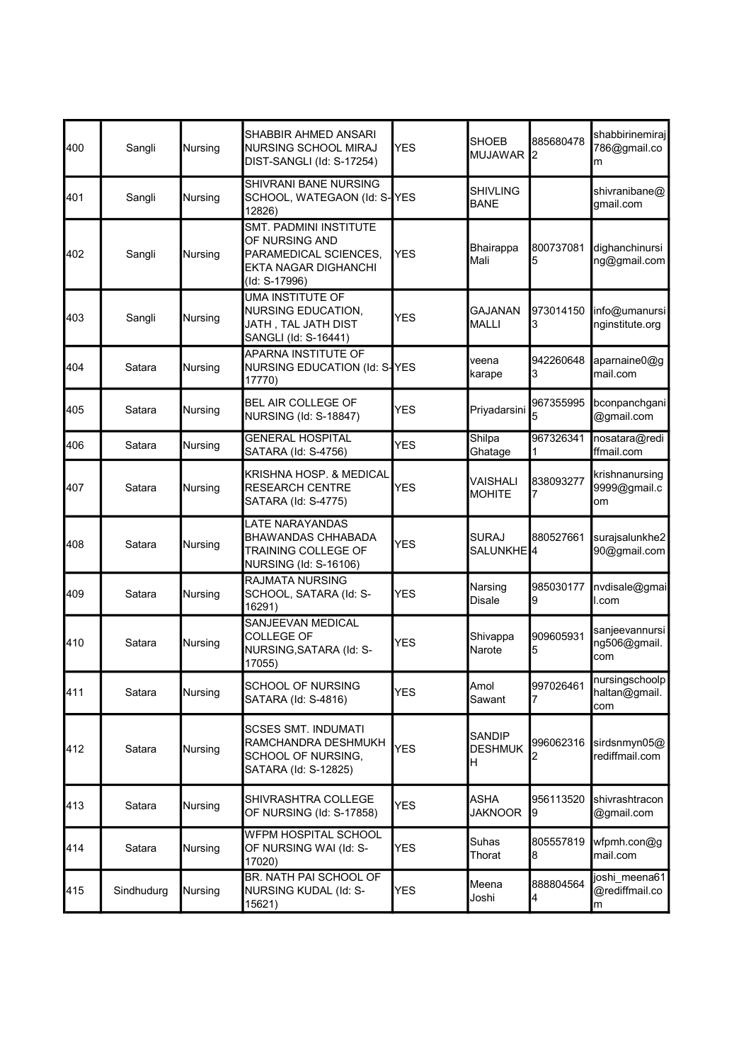| | | | | | | | |
|---|---|---|---|---|---|---|---|
| 400 | Sangli | Nursing | SHABBIR AHMED ANSARI NURSING SCHOOL MIRAJ DIST-SANGLI (Id: S-17254) | YES | SHOEB MUJAWAR | 8856804782 | shabbirinemiraj786@gmail.com |
| 401 | Sangli | Nursing | SHIVRANI BANE NURSING SCHOOL, WATEGAON (Id: S-12826) | YES | SHIVLING BANE | | shivranibane@gmail.com |
| 402 | Sangli | Nursing | SMT. PADMINI INSTITUTE OF NURSING AND PARAMEDICAL SCIENCES, EKTA NAGAR DIGHANCHI (Id: S-17996) | YES | Bhairappa Mali | 8007370815 | dighanchinursing@gmail.com |
| 403 | Sangli | Nursing | UMA INSTITUTE OF NURSING EDUCATION, JATH , TAL JATH DIST SANGLI (Id: S-16441) | YES | GAJANAN MALLI | 9730141503 | info@umanursinginstitute.org |
| 404 | Satara | Nursing | APARNA INSTITUTE OF NURSING EDUCATION (Id: S-17770) | YES | veena karape | 9422606483 | aparnaine0@gmail.com |
| 405 | Satara | Nursing | BEL AIR COLLEGE OF NURSING (Id: S-18847) | YES | Priyadarsini | 9673559955 | bconpanchgani@gmail.com |
| 406 | Satara | Nursing | GENERAL HOSPITAL SATARA (Id: S-4756) | YES | Shilpa Ghatage | 9673263411 | nosatara@rediffmail.com |
| 407 | Satara | Nursing | KRISHNA HOSP. & MEDICAL RESEARCH CENTRE SATARA (Id: S-4775) | YES | VAISHALI MOHITE | 8380932777 | krishnanursing9999@gmail.com |
| 408 | Satara | Nursing | LATE NARAYANDAS BHAWANDAS CHHABADA TRAINING COLLEGE OF NURSING (Id: S-16106) | YES | SURAJ SALUNKHE | 8805276614 | surajsalunkhe290@gmail.com |
| 409 | Satara | Nursing | RAJMATA NURSING SCHOOL, SATARA (Id: S-16291) | YES | Narsing Disale | 9850301779 | nvdisale@gmail.com |
| 410 | Satara | Nursing | SANJEEVAN MEDICAL COLLEGE OF NURSING,SATARA (Id: S-17055) | YES | Shivappa Narote | 9096059315 | sanjeevannursing506@gmail.com |
| 411 | Satara | Nursing | SCHOOL OF NURSING SATARA (Id: S-4816) | YES | Amol Sawant | 9970264617 | nursingschoolphaltan@gmail.com |
| 412 | Satara | Nursing | SCSES SMT. INDUMATI RAMCHANDRA DESHMUKH SCHOOL OF NURSING, SATARA (Id: S-12825) | YES | SANDIP DESHMUKH | 9960623162 | sirdsnmyn05@rediffmail.com |
| 413 | Satara | Nursing | SHIVRASHTRA COLLEGE OF NURSING (Id: S-17858) | YES | ASHA JAKNOOR | 9561135209 | shivrashtracon@gmail.com |
| 414 | Satara | Nursing | WFPM HOSPITAL SCHOOL OF NURSING WAI (Id: S-17020) | YES | Suhas Thorat | 8055578198 | wfpmh.con@gmail.com |
| 415 | Sindhudurg | Nursing | BR. NATH PAI SCHOOL OF NURSING KUDAL (Id: S-15621) | YES | Meena Joshi | 8888045644 | joshi_meena61@rediffmail.com |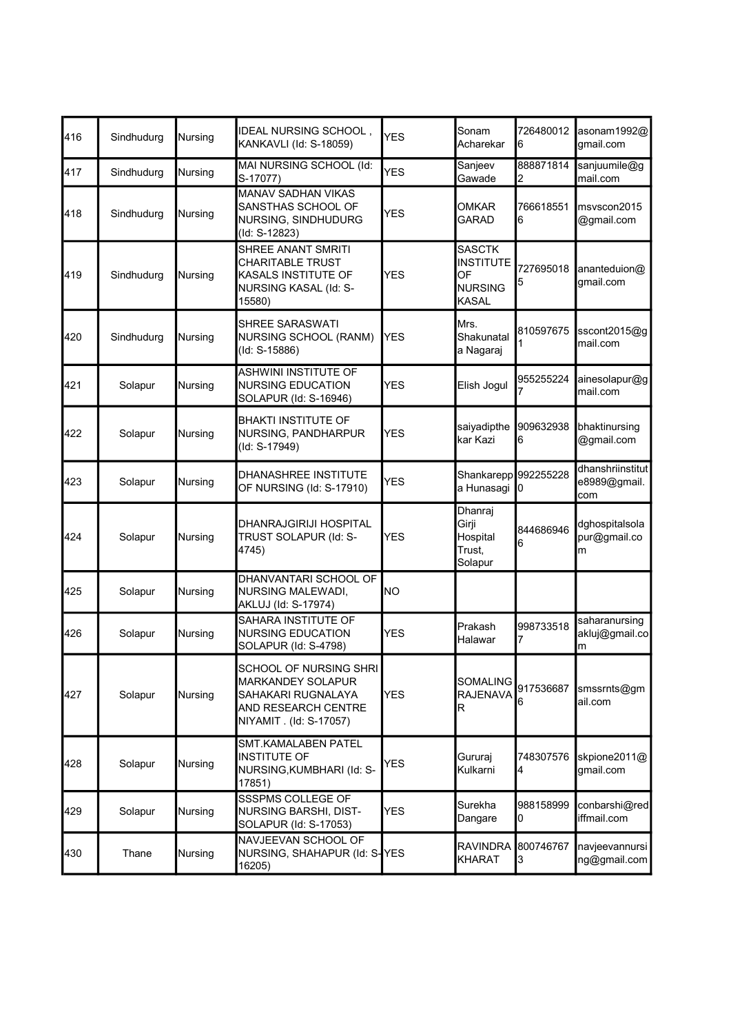| 416 | Sindhudurg | Nursing | IDEAL NURSING SCHOOL , KANKAVLI (Id: S-18059) | YES | Sonam Acharekar | 7264800126 | asonam1992@gmail.com |
|---|---|---|---|---|---|---|---|
| 417 | Sindhudurg | Nursing | MAI NURSING SCHOOL (Id: S-17077) | YES | Sanjeev Gawade | 8888718142 | sanjuumile@gmail.com |
| 418 | Sindhudurg | Nursing | MANAV SADHAN VIKAS SANSTHAS SCHOOL OF NURSING, SINDHUDURG (Id: S-12823) | YES | OMKAR GARAD | 7666185516 | msvscon2015@gmail.com |
| 419 | Sindhudurg | Nursing | SHREE ANANT SMRITI CHARITABLE TRUST KASALS INSTITUTE OF NURSING KASAL (Id: S-15580) | YES | SASCTK INSTITUTE OF NURSING KASAL | 7276950185 | ananteduion@gmail.com |
| 420 | Sindhudurg | Nursing | SHREE SARASWATI NURSING SCHOOL (RANM) (Id: S-15886) | YES | Mrs. Shakunatala Nagaraj | 8105976751 | sscont2015@gmail.com |
| 421 | Solapur | Nursing | ASHWINI INSTITUTE OF NURSING EDUCATION SOLAPUR (Id: S-16946) | YES | Elish Jogul | 9552552247 | ainesolapur@gmail.com |
| 422 | Solapur | Nursing | BHAKTI INSTITUTE OF NURSING, PANDHARPUR (Id: S-17949) | YES | saiyadipthekar Kazi | 9096329386 | bhaktinursing@gmail.com |
| 423 | Solapur | Nursing | DHANASHREE INSTITUTE OF NURSING (Id: S-17910) | YES | Shankareppa Hunasagi | 9922552280 | dhanshriinstitute8989@gmail.com |
| 424 | Solapur | Nursing | DHANRAJGIRIJI HOSPITAL TRUST SOLAPUR (Id: S-4745) | YES | Dhanraj Girji Hospital Trust, Solapur | 8446869466 | dghospitalsolapur@gmail.com |
| 425 | Solapur | Nursing | DHANVANTARI SCHOOL OF NURSING MALEWADI, AKLUJ (Id: S-17974) | NO | | | |
| 426 | Solapur | Nursing | SAHARA INSTITUTE OF NURSING EDUCATION SOLAPUR (Id: S-4798) | YES | Prakash Halawar | 9987335187 | saharanursingakluj@gmail.com |
| 427 | Solapur | Nursing | SCHOOL OF NURSING SHRI MARKANDEY SOLAPUR SAHAKARI RUGNALAYA AND RESEARCH CENTRE NIYAMIT . (Id: S-17057) | YES | SOMALING RAJENAVAR | 9175366876 | smssrnts@gmail.com |
| 428 | Solapur | Nursing | SMT.KAMALABEN PATEL INSTITUTE OF NURSING,KUMBHARI (Id: S-17851) | YES | Gururaj Kulkarni | 7483075764 | skpione2011@gmail.com |
| 429 | Solapur | Nursing | SSSPMS COLLEGE OF NURSING BARSHI, DIST-SOLAPUR (Id: S-17053) | YES | Surekha Dangare | 9881589990 | conbarshi@rediffmail.com |
| 430 | Thane | Nursing | NAVJEEVAN SCHOOL OF NURSING, SHAHAPUR (Id: S-16205) | YES | RAVINDRA KHARAT | 8007467673 | navjeevannursing@gmail.com |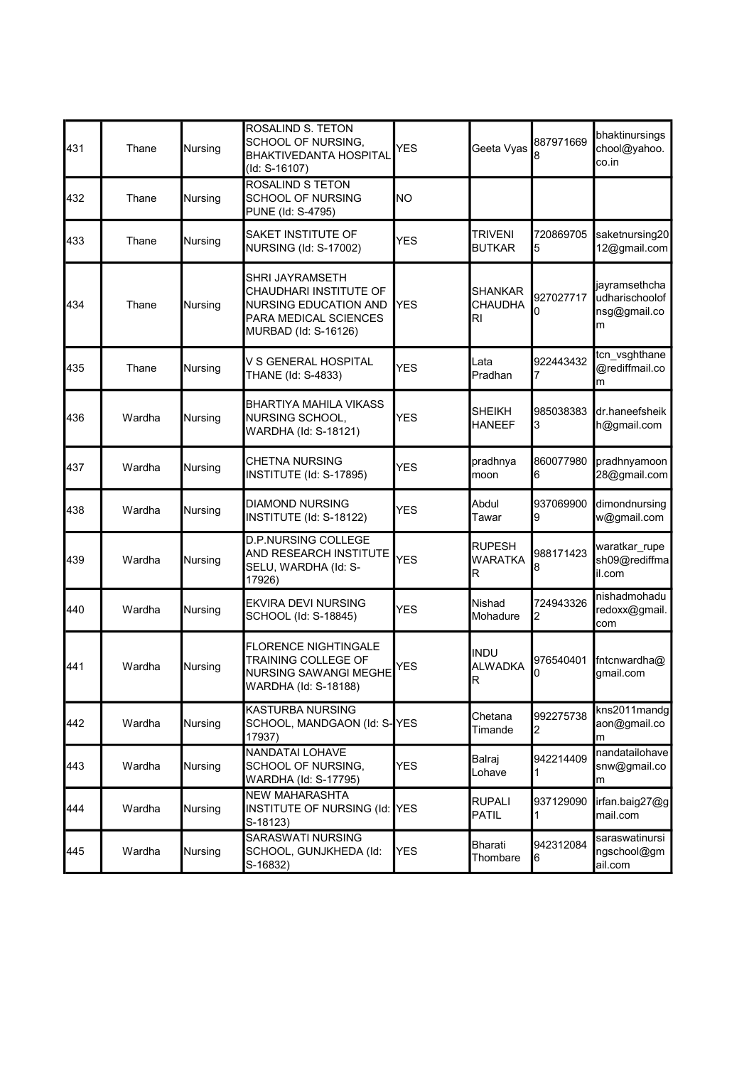| 431 | Thane | Nursing | ROSALIND S. TETON SCHOOL OF NURSING, BHAKTIVEDANTA HOSPITAL (Id: S-16107) | YES | Geeta Vyas | 8879716698 | bhaktinursingschool@yahoo.co.in |
|---|---|---|---|---|---|---|---|
| 432 | Thane | Nursing | ROSALIND S TETON SCHOOL OF NURSING PUNE (Id: S-4795) | NO | | | |
| 433 | Thane | Nursing | SAKET INSTITUTE OF NURSING (Id: S-17002) | YES | TRIVENI BUTKAR | 7208697055 | saketnursing2012@gmail.com |
| 434 | Thane | Nursing | SHRI JAYRAMSETH CHAUDHARI INSTITUTE OF NURSING EDUCATION AND PARA MEDICAL SCIENCES MURBAD (Id: S-16126) | YES | SHANKAR CHAUDHARI | 9270277170 | jayramsethchaudharischoolofnsg@gmail.com |
| 435 | Thane | Nursing | V S GENERAL HOSPITAL THANE (Id: S-4833) | YES | Lata Pradhan | 9224434327 | tcn_vsghthane@rediffmail.com |
| 436 | Wardha | Nursing | BHARTIYA MAHILA VIKASS NURSING SCHOOL, WARDHA (Id: S-18121) | YES | SHEIKH HANEEF | 9850383833 | dr.haneefsheikh@gmail.com |
| 437 | Wardha | Nursing | CHETNA NURSING INSTITUTE (Id: S-17895) | YES | pradhnya moon | 8600779806 | pradhnyamoon28@gmail.com |
| 438 | Wardha | Nursing | DIAMOND NURSING INSTITUTE (Id: S-18122) | YES | Abdul Tawar | 9370699009 | dimondnursingw@gmail.com |
| 439 | Wardha | Nursing | D.P.NURSING COLLEGE AND RESEARCH INSTITUTE SELU, WARDHA (Id: S-17926) | YES | RUPESH WARATKAR | 9881714238 | waratkar_rupesh09@rediffmail.com |
| 440 | Wardha | Nursing | EKVIRA DEVI NURSING SCHOOL (Id: S-18845) | YES | Nishad Mohadure | 7249433262 | nishadmohaduredoxx@gmail.com |
| 441 | Wardha | Nursing | FLORENCE NIGHTINGALE TRAINING COLLEGE OF NURSING SAWANGI MEGHE WARDHA (Id: S-18188) | YES | INDU ALWADKAR | 9765404010 | fntcnwardha@gmail.com |
| 442 | Wardha | Nursing | KASTURBA NURSING SCHOOL, MANDGAON (Id: S-17937) | YES | Chetana Timande | 9922757382 | kns2011mandgaon@gmail.com |
| 443 | Wardha | Nursing | NANDATAI LOHAVE SCHOOL OF NURSING, WARDHA (Id: S-17795) | YES | Balraj Lohave | 9422144091 | nandatailohavesnw@gmail.com |
| 444 | Wardha | Nursing | NEW MAHARASHTA INSTITUTE OF NURSING (Id: S-18123) | YES | RUPALI PATIL | 9371290901 | irfan.baig27@gmail.com |
| 445 | Wardha | Nursing | SARASWATI NURSING SCHOOL, GUNJKHEDA (Id: S-16832) | YES | Bharati Thombare | 9423120846 | saraswatinursingschool@gmail.com |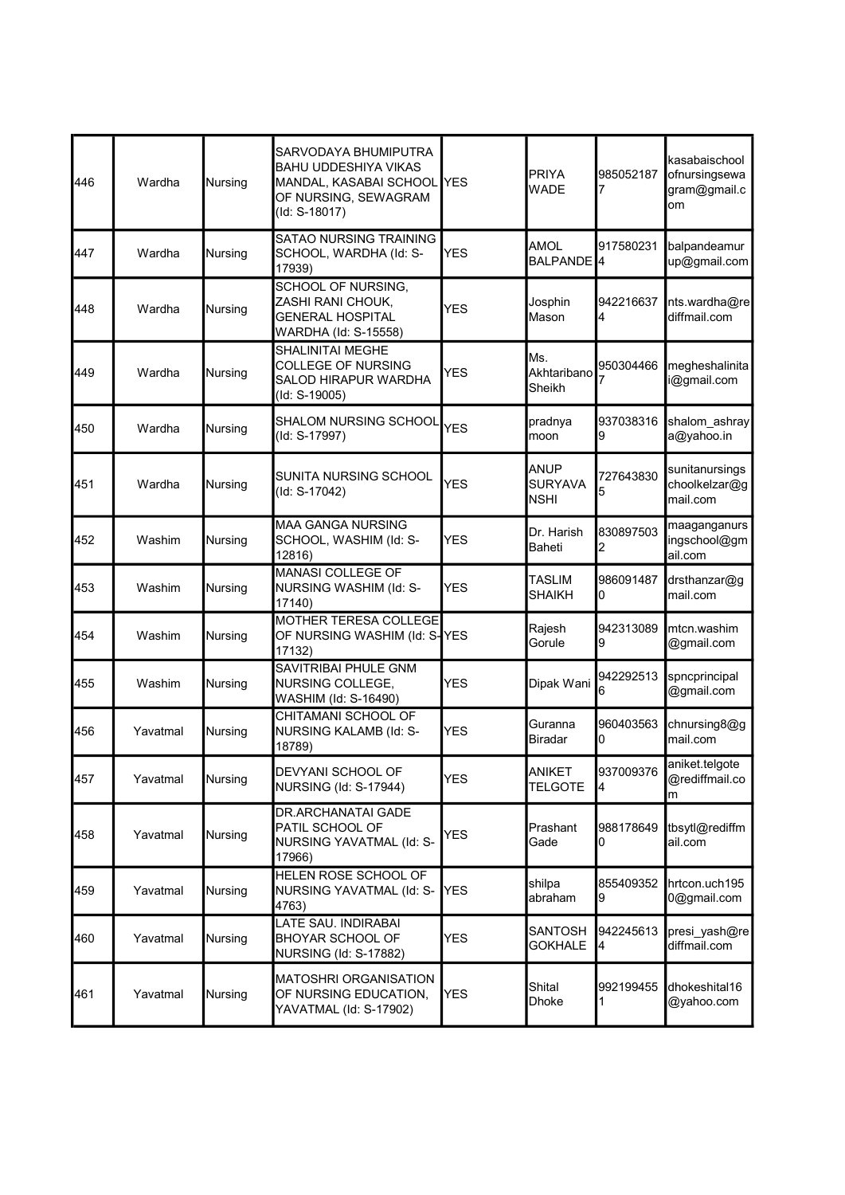| 446 | Wardha | Nursing | SARVODAYA BHUMIPUTRA BAHU UDDESHIYA VIKAS MANDAL, KASABAI SCHOOL OF NURSING, SEWAGRAM (Id: S-18017) | YES | PRIYA WADE | 9850521877 | kasabaischoolofnursingsewagram@gmail.com |
|---|---|---|---|---|---|---|---|
| 447 | Wardha | Nursing | SATAO NURSING TRAINING SCHOOL, WARDHA (Id: S-17939) | YES | AMOL BALPANDE | 9175802314 | balpandeamurup@gmail.com |
| 448 | Wardha | Nursing | SCHOOL OF NURSING, ZASHI RANI CHOUK, GENERAL HOSPITAL WARDHA (Id: S-15558) | YES | Josphin Mason | 9422166374 | nts.wardha@rediffmail.com |
| 449 | Wardha | Nursing | SHALINITAI MEGHE COLLEGE OF NURSING SALOD HIRAPUR WARDHA (Id: S-19005) | YES | Ms. Akhtaribano Sheikh | 9503044667 | megheshalinitai@gmail.com |
| 450 | Wardha | Nursing | SHALOM NURSING SCHOOL (Id: S-17997) | YES | pradnya moon | 9370383169 | shalom_ashraya@yahoo.in |
| 451 | Wardha | Nursing | SUNITA NURSING SCHOOL (Id: S-17042) | YES | ANUP SURYAVANSHI | 7276438305 | sunitanursingschoolkelzar@gmail.com |
| 452 | Washim | Nursing | MAA GANGA NURSING SCHOOL, WASHIM (Id: S-12816) | YES | Dr. Harish Baheti | 8308975032 | maaganganursingschool@gmail.com |
| 453 | Washim | Nursing | MANASI COLLEGE OF NURSING WASHIM (Id: S-17140) | YES | TASLIM SHAIKH | 9860914870 | drsthanzar@gmail.com |
| 454 | Washim | Nursing | MOTHER TERESA COLLEGE OF NURSING WASHIM (Id: S-17132) | YES | Rajesh Gorule | 9423130899 | mtcn.washim@gmail.com |
| 455 | Washim | Nursing | SAVITRIBAI PHULE GNM NURSING COLLEGE, WASHIM (Id: S-16490) | YES | Dipak Wani | 9422925136 | spncprincipal@gmail.com |
| 456 | Yavatmal | Nursing | CHITAMANI SCHOOL OF NURSING KALAMB (Id: S-18789) | YES | Guranna Biradar | 9604035630 | chnursing8@gmail.com |
| 457 | Yavatmal | Nursing | DEVYANI SCHOOL OF NURSING (Id: S-17944) | YES | ANIKET TELGOTE | 9370093764 | aniket.telgote@rediffmail.com |
| 458 | Yavatmal | Nursing | DR.ARCHANATAI GADE PATIL SCHOOL OF NURSING YAVATMAL (Id: S-17966) | YES | Prashant Gade | 9881786490 | tbsytl@rediffmail.com |
| 459 | Yavatmal | Nursing | HELEN ROSE SCHOOL OF NURSING YAVATMAL (Id: S-4763) | YES | shilpa abraham | 8554093529 | hrtcon.uch1950@gmail.com |
| 460 | Yavatmal | Nursing | LATE SAU. INDIRABAI BHOYAR SCHOOL OF NURSING (Id: S-17882) | YES | SANTOSH GOKHALE | 9422456134 | presi_yash@rediffmail.com |
| 461 | Yavatmal | Nursing | MATOSHRI ORGANISATION OF NURSING EDUCATION, YAVATMAL (Id: S-17902) | YES | Shital Dhoke | 9921994551 | dhokeshital16@yahoo.com |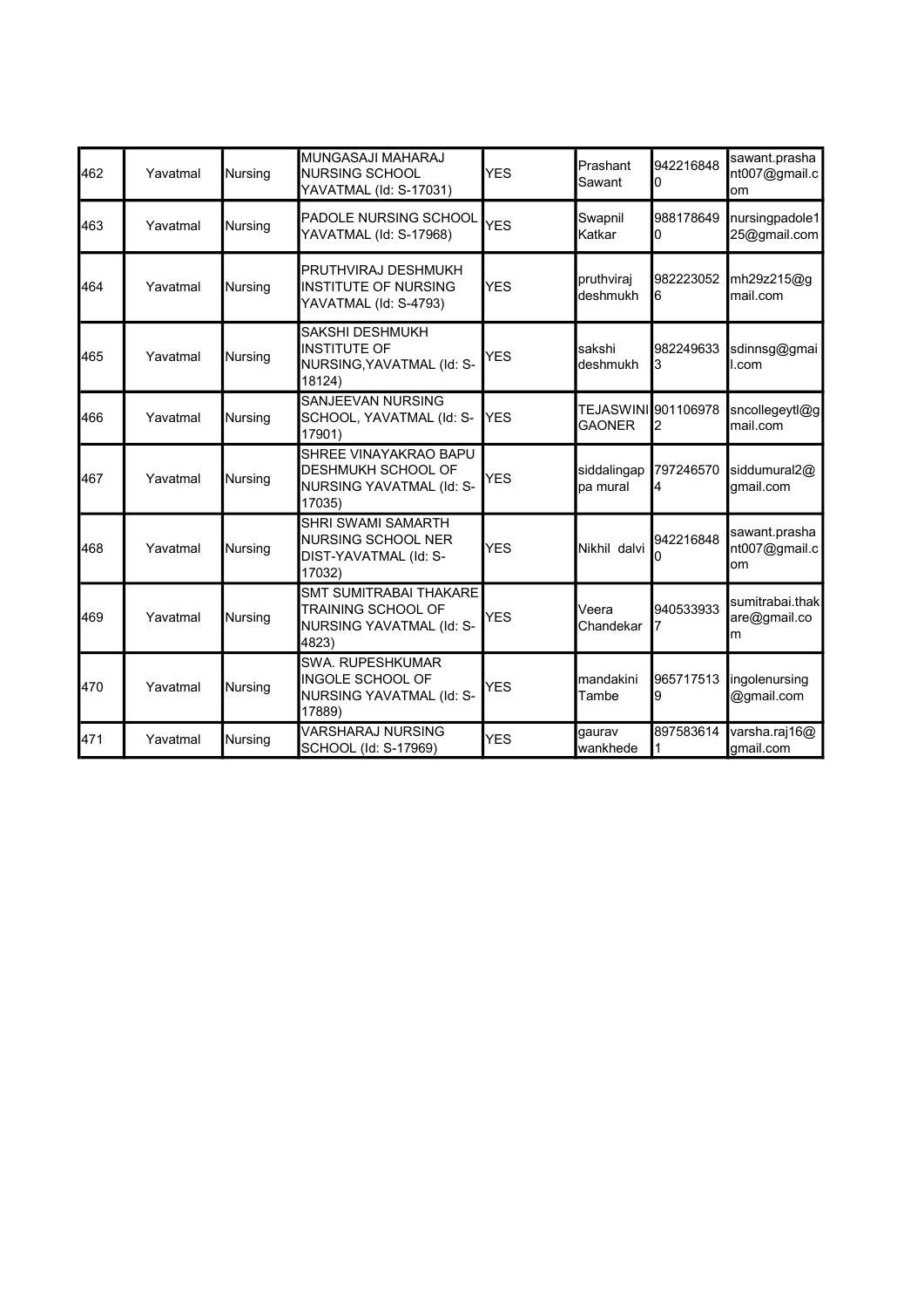| | | | | | | | |
|---|---|---|---|---|---|---|---|
| 462 | Yavatmal | Nursing | MUNGASAJI MAHARAJ NURSING SCHOOL YAVATMAL (Id: S-17031) | YES | Prashant Sawant | 9422168480 | sawant.prashant007@gmail.com |
| 463 | Yavatmal | Nursing | PADOLE NURSING SCHOOL YAVATMAL (Id: S-17968) | YES | Swapnil Katkar | 9881786490 | nursingpadole125@gmail.com |
| 464 | Yavatmal | Nursing | PRUTHVIRAJ DESHMUKH INSTITUTE OF NURSING YAVATMAL (Id: S-4793) | YES | pruthviraj deshmukh | 9822230526 | mh29z215@gmail.com |
| 465 | Yavatmal | Nursing | SAKSHI DESHMUKH INSTITUTE OF NURSING,YAVATMAL (Id: S-18124) | YES | sakshi deshmukh | 9822496333 | sdinnsg@gmail.com |
| 466 | Yavatmal | Nursing | SANJEEVAN NURSING SCHOOL, YAVATMAL (Id: S-17901) | YES | TEJASWINI GAONER | 9011069782 | sncollegeytl@gmail.com |
| 467 | Yavatmal | Nursing | SHREE VINAYAKRAO BAPU DESHMUKH SCHOOL OF NURSING YAVATMAL (Id: S-17035) | YES | siddalingappa mural | 7972465704 | siddumural2@gmail.com |
| 468 | Yavatmal | Nursing | SHRI SWAMI SAMARTH NURSING SCHOOL NER DIST-YAVATMAL (Id: S-17032) | YES | Nikhil dalvi | 9422168480 | sawant.prashant007@gmail.com |
| 469 | Yavatmal | Nursing | SMT SUMITRABAI THAKARE TRAINING SCHOOL OF NURSING YAVATMAL (Id: S-4823) | YES | Veera Chandekar | 9405339337 | sumitrabai.thakare@gmail.com |
| 470 | Yavatmal | Nursing | SWA. RUPESHKUMAR INGOLE SCHOOL OF NURSING YAVATMAL (Id: S-17889) | YES | mandakini Tambe | 9657175139 | ingolenursing@gmail.com |
| 471 | Yavatmal | Nursing | VARSHARAJ NURSING SCHOOL (Id: S-17969) | YES | gaurav wankhede | 8975836141 | varsha.raj16@gmail.com |